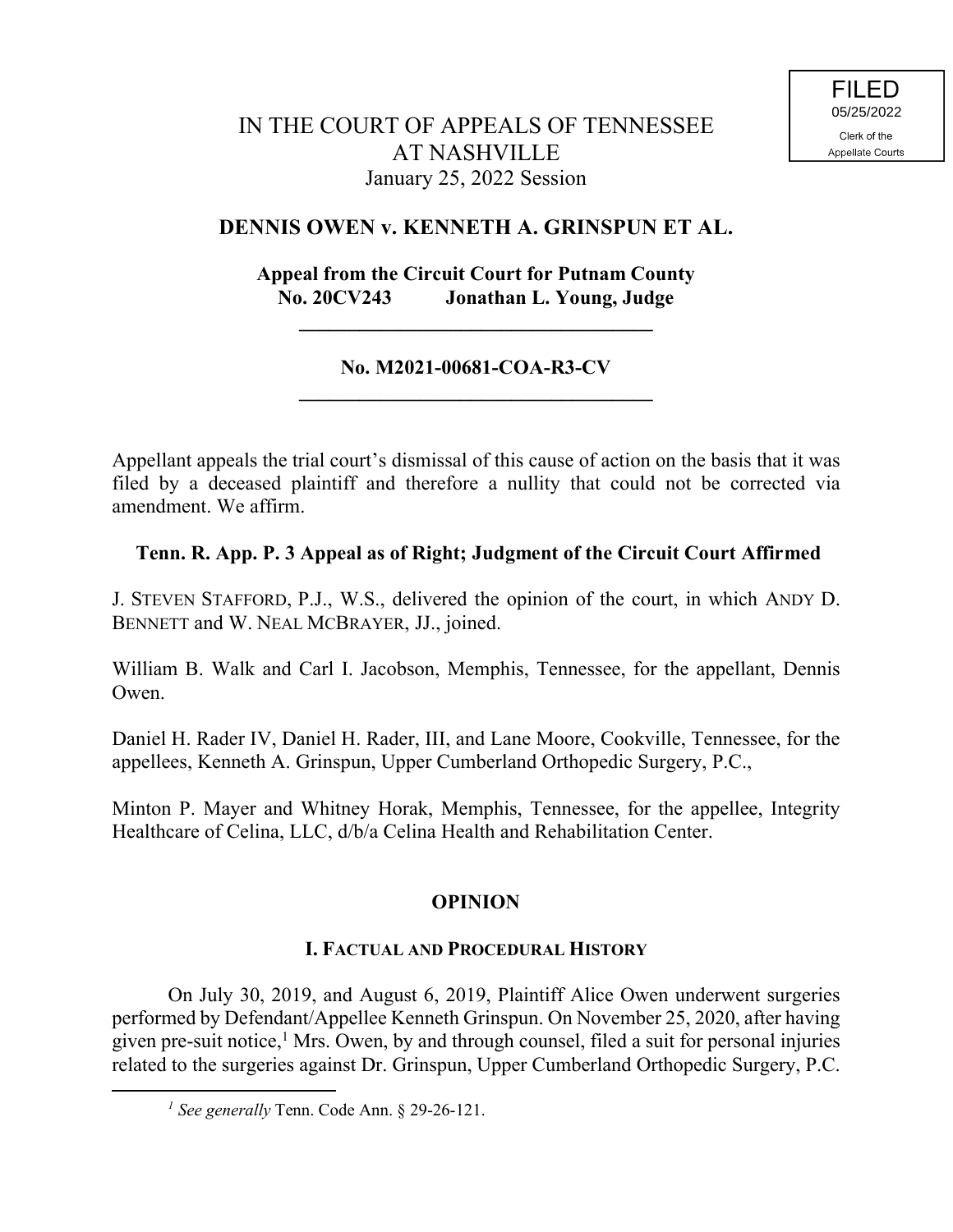FILED
05/25/2022
Clerk of the
Appellate Courts

IN THE COURT OF APPEALS OF TENNESSEE
AT NASHVILLE
January 25, 2022 Session

**DENNIS OWEN v. KENNETH A. GRINSPUN ET AL.**

**Appeal from the Circuit Court for Putnam County**
**No. 20CV243 Jonathan L. Young, Judge**

---

**No. M2021-00681-COA-R3-CV**

---

Appellant appeals the trial court's dismissal of this cause of action on the basis that it was filed by a deceased plaintiff and therefore a nullity that could not be corrected via amendment. We affirm.

**Tenn. R. App. P. 3 Appeal as of Right; Judgment of the Circuit Court Affirmed**

J. STEVEN STAFFORD, P.J., W.S., delivered the opinion of the court, in which ANDY D. BENNETT and W. NEAL MCBRAYER, JJ., joined.

William B. Walk and Carl I. Jacobson, Memphis, Tennessee, for the appellant, Dennis Owen.

Daniel H. Rader IV, Daniel H. Rader, III, and Lane Moore, Cookville, Tennessee, for the appellees, Kenneth A. Grinspun, Upper Cumberland Orthopedic Surgery, P.C.,

Minton P. Mayer and Whitney Horak, Memphis, Tennessee, for the appellee, Integrity Healthcare of Celina, LLC, d/b/a Celina Health and Rehabilitation Center.

## OPINION

### I. FACTUAL AND PROCEDURAL HISTORY

On July 30, 2019, and August 6, 2019, Plaintiff Alice Owen underwent surgeries performed by Defendant/Appellee Kenneth Grinspun. On November 25, 2020, after having given pre-suit notice,[1] Mrs. Owen, by and through counsel, filed a suit for personal injuries related to the surgeries against Dr. Grinspun, Upper Cumberland Orthopedic Surgery, P.C.

---

[1] *See generally* Tenn. Code Ann. § 29-26-121.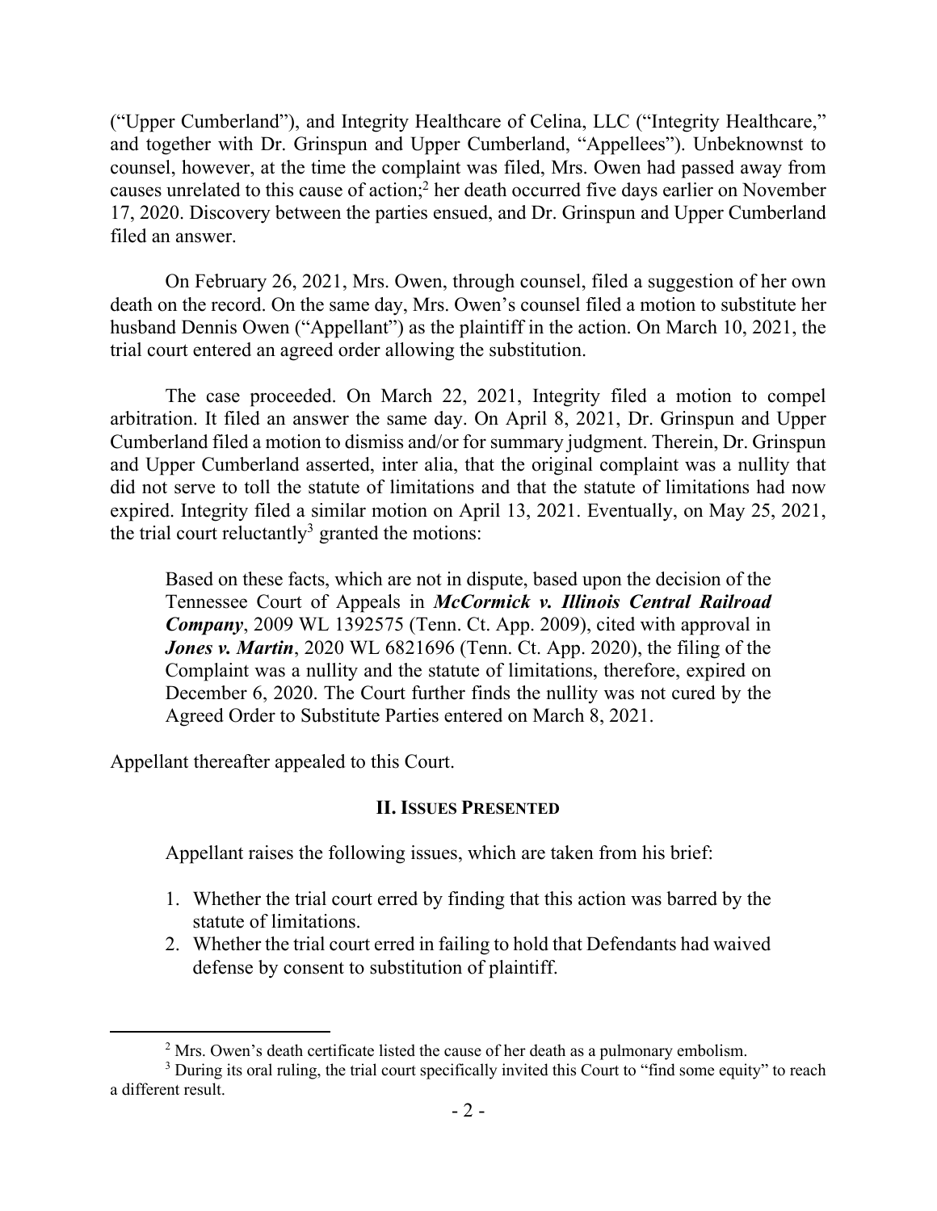("Upper Cumberland"), and Integrity Healthcare of Celina, LLC ("Integrity Healthcare," and together with Dr. Grinspun and Upper Cumberland, "Appellees"). Unbeknownst to counsel, however, at the time the complaint was filed, Mrs. Owen had passed away from causes unrelated to this cause of action;[2] her death occurred five days earlier on November 17, 2020. Discovery between the parties ensued, and Dr. Grinspun and Upper Cumberland filed an answer.

On February 26, 2021, Mrs. Owen, through counsel, filed a suggestion of her own death on the record. On the same day, Mrs. Owen's counsel filed a motion to substitute her husband Dennis Owen ("Appellant") as the plaintiff in the action. On March 10, 2021, the trial court entered an agreed order allowing the substitution.

The case proceeded. On March 22, 2021, Integrity filed a motion to compel arbitration. It filed an answer the same day. On April 8, 2021, Dr. Grinspun and Upper Cumberland filed a motion to dismiss and/or for summary judgment. Therein, Dr. Grinspun and Upper Cumberland asserted, inter alia, that the original complaint was a nullity that did not serve to toll the statute of limitations and that the statute of limitations had now expired. Integrity filed a similar motion on April 13, 2021. Eventually, on May 25, 2021, the trial court reluctantly[3] granted the motions:

> Based on these facts, which are not in dispute, based upon the decision of the Tennessee Court of Appeals in ***McCormick v. Illinois Central Railroad Company***, 2009 WL 1392575 (Tenn. Ct. App. 2009), cited with approval in ***Jones v. Martin***, 2020 WL 6821696 (Tenn. Ct. App. 2020), the filing of the Complaint was a nullity and the statute of limitations, therefore, expired on December 6, 2020. The Court further finds the nullity was not cured by the Agreed Order to Substitute Parties entered on March 8, 2021.

Appellant thereafter appealed to this Court.

## II. ISSUES PRESENTED

Appellant raises the following issues, which are taken from his brief:

1. Whether the trial court erred by finding that this action was barred by the statute of limitations.
2. Whether the trial court erred in failing to hold that Defendants had waived defense by consent to substitution of plaintiff.

---

[2] Mrs. Owen's death certificate listed the cause of her death as a pulmonary embolism.

[3] During its oral ruling, the trial court specifically invited this Court to "find some equity" to reach a different result.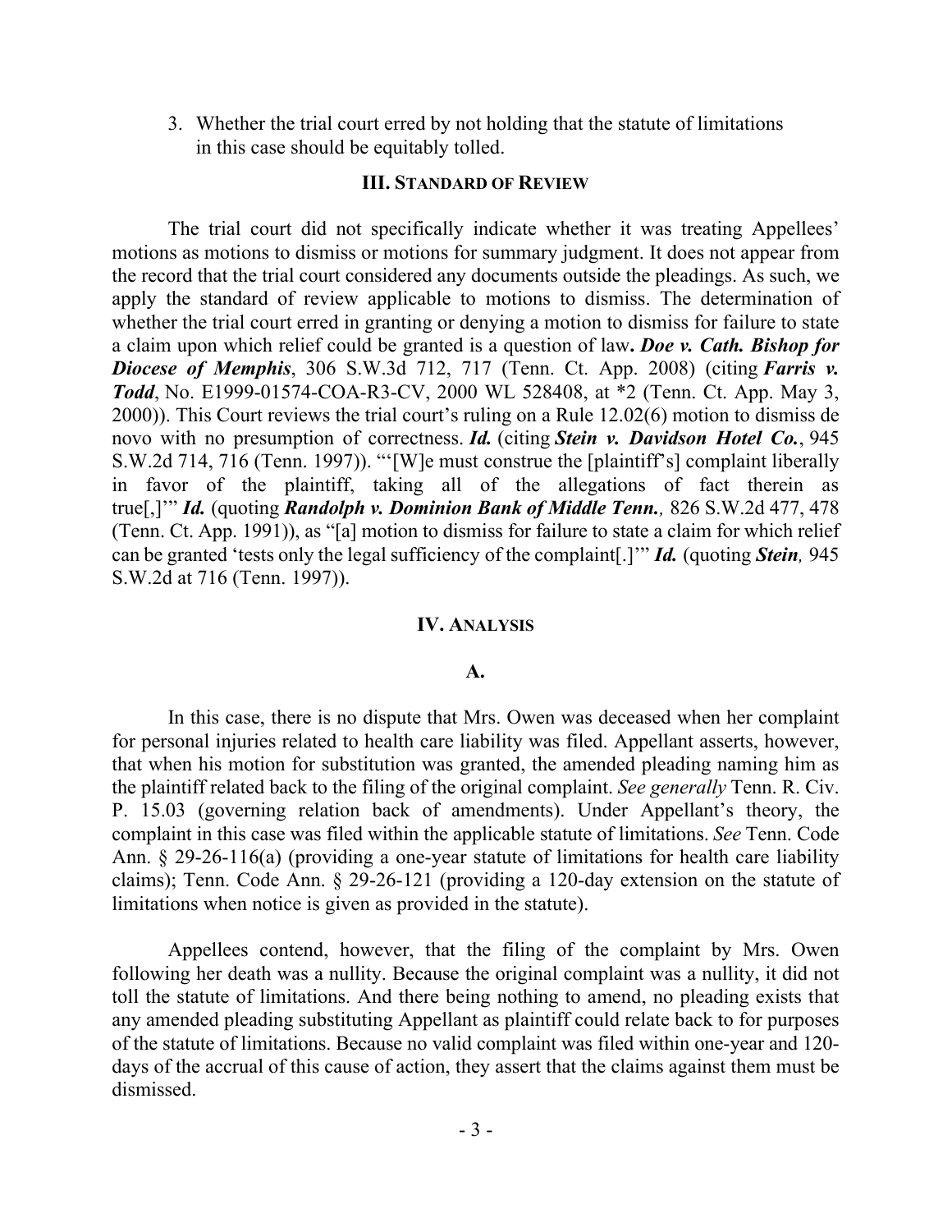3. Whether the trial court erred by not holding that the statute of limitations in this case should be equitably tolled.

### III. STANDARD OF REVIEW

The trial court did not specifically indicate whether it was treating Appellees' motions as motions to dismiss or motions for summary judgment. It does not appear from the record that the trial court considered any documents outside the pleadings. As such, we apply the standard of review applicable to motions to dismiss. The determination of whether the trial court erred in granting or denying a motion to dismiss for failure to state a claim upon which relief could be granted is a question of law**.** ***Doe v. Cath. Bishop for Diocese of Memphis***, 306 S.W.3d 712, 717 (Tenn. Ct. App. 2008) (citing ***Farris v. Todd***, No. E1999-01574-COA-R3-CV, 2000 WL 528408, at *2 (Tenn. Ct. App. May 3, 2000)). This Court reviews the trial court's ruling on a Rule 12.02(6) motion to dismiss de novo with no presumption of correctness. ***Id.*** (citing ***Stein v. Davidson Hotel Co.***, 945 S.W.2d 714, 716 (Tenn. 1997)). "'[W]e must construe the [plaintiff's] complaint liberally in favor of the plaintiff, taking all of the allegations of fact therein as true[,]'" ***Id.*** (quoting ***Randolph v. Dominion Bank of Middle Tenn.***, 826 S.W.2d 477, 478 (Tenn. Ct. App. 1991)), as "[a] motion to dismiss for failure to state a claim for which relief can be granted 'tests only the legal sufficiency of the complaint[.]'" ***Id.*** (quoting ***Stein***, 945 S.W.2d at 716 (Tenn. 1997)).

### IV. ANALYSIS

#### A.

In this case, there is no dispute that Mrs. Owen was deceased when her complaint for personal injuries related to health care liability was filed. Appellant asserts, however, that when his motion for substitution was granted, the amended pleading naming him as the plaintiff related back to the filing of the original complaint. *See generally* Tenn. R. Civ. P. 15.03 (governing relation back of amendments). Under Appellant's theory, the complaint in this case was filed within the applicable statute of limitations. *See* Tenn. Code Ann. § 29-26-116(a) (providing a one-year statute of limitations for health care liability claims); Tenn. Code Ann. § 29-26-121 (providing a 120-day extension on the statute of limitations when notice is given as provided in the statute).

Appellees contend, however, that the filing of the complaint by Mrs. Owen following her death was a nullity. Because the original complaint was a nullity, it did not toll the statute of limitations. And there being nothing to amend, no pleading exists that any amended pleading substituting Appellant as plaintiff could relate back to for purposes of the statute of limitations. Because no valid complaint was filed within one-year and 120-days of the accrual of this cause of action, they assert that the claims against them must be dismissed.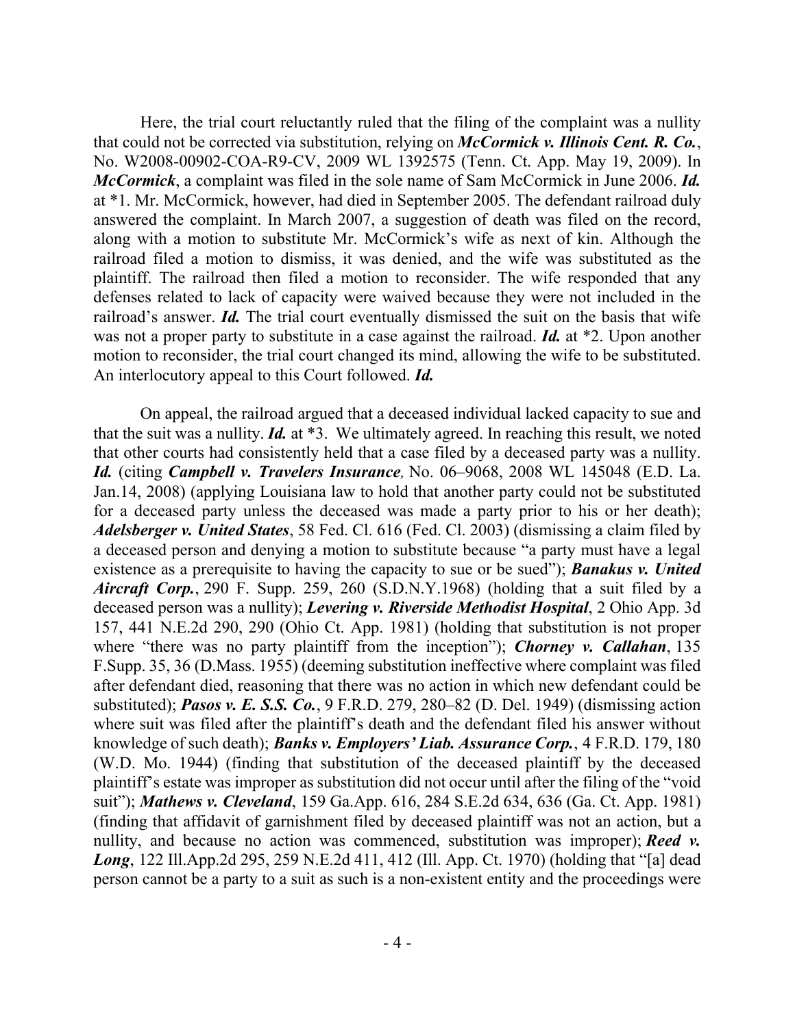Here, the trial court reluctantly ruled that the filing of the complaint was a nullity that could not be corrected via substitution, relying on ***McCormick v. Illinois Cent. R. Co.***, No. W2008-00902-COA-R9-CV, 2009 WL 1392575 (Tenn. Ct. App. May 19, 2009). In ***McCormick***, a complaint was filed in the sole name of Sam McCormick in June 2006. ***Id.*** at *1. Mr. McCormick, however, had died in September 2005. The defendant railroad duly answered the complaint. In March 2007, a suggestion of death was filed on the record, along with a motion to substitute Mr. McCormick's wife as next of kin. Although the railroad filed a motion to dismiss, it was denied, and the wife was substituted as the plaintiff. The railroad then filed a motion to reconsider. The wife responded that any defenses related to lack of capacity were waived because they were not included in the railroad's answer. ***Id.*** The trial court eventually dismissed the suit on the basis that wife was not a proper party to substitute in a case against the railroad. ***Id.*** at *2. Upon another motion to reconsider, the trial court changed its mind, allowing the wife to be substituted. An interlocutory appeal to this Court followed. ***Id.***

On appeal, the railroad argued that a deceased individual lacked capacity to sue and that the suit was a nullity. ***Id.*** at *3. We ultimately agreed. In reaching this result, we noted that other courts had consistently held that a case filed by a deceased party was a nullity. ***Id.*** (citing ***Campbell v. Travelers Insurance****,* No. 06–9068, 2008 WL 145048 (E.D. La. Jan.14, 2008) (applying Louisiana law to hold that another party could not be substituted for a deceased party unless the deceased was made a party prior to his or her death); ***Adelsberger v. United States***, 58 Fed. Cl. 616 (Fed. Cl. 2003) (dismissing a claim filed by a deceased person and denying a motion to substitute because "a party must have a legal existence as a prerequisite to having the capacity to sue or be sued"); ***Banakus v. United Aircraft Corp.***, 290 F. Supp. 259, 260 (S.D.N.Y.1968) (holding that a suit filed by a deceased person was a nullity); ***Levering v. Riverside Methodist Hospital***, 2 Ohio App. 3d 157, 441 N.E.2d 290, 290 (Ohio Ct. App. 1981) (holding that substitution is not proper where "there was no party plaintiff from the inception"); ***Chorney v. Callahan***, 135 F.Supp. 35, 36 (D.Mass. 1955) (deeming substitution ineffective where complaint was filed after defendant died, reasoning that there was no action in which new defendant could be substituted); ***Pasos v. E. S.S. Co.***, 9 F.R.D. 279, 280–82 (D. Del. 1949) (dismissing action where suit was filed after the plaintiff's death and the defendant filed his answer without knowledge of such death); ***Banks v. Employers' Liab. Assurance Corp.***, 4 F.R.D. 179, 180 (W.D. Mo. 1944) (finding that substitution of the deceased plaintiff by the deceased plaintiff's estate was improper as substitution did not occur until after the filing of the "void suit"); ***Mathews v. Cleveland***, 159 Ga.App. 616, 284 S.E.2d 634, 636 (Ga. Ct. App. 1981) (finding that affidavit of garnishment filed by deceased plaintiff was not an action, but a nullity, and because no action was commenced, substitution was improper); ***Reed v. Long***, 122 Ill.App.2d 295, 259 N.E.2d 411, 412 (Ill. App. Ct. 1970) (holding that "[a] dead person cannot be a party to a suit as such is a non-existent entity and the proceedings were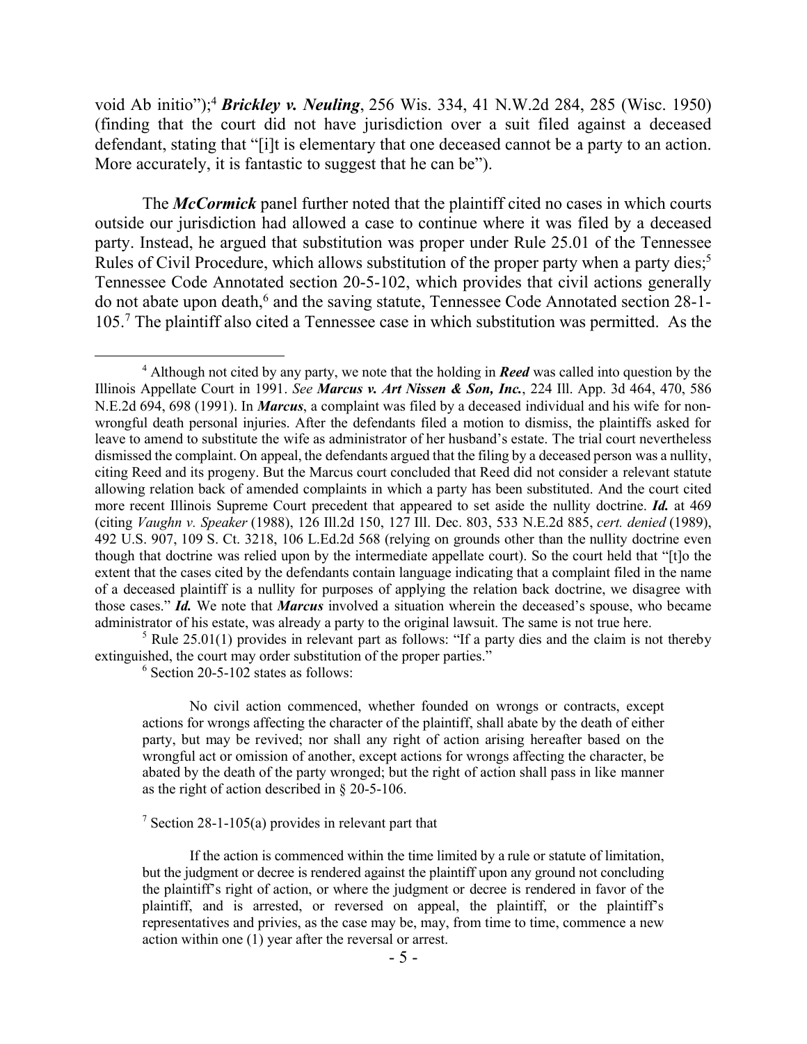void Ab initio");[4] ***Brickley v. Neuling***, 256 Wis. 334, 41 N.W.2d 284, 285 (Wisc. 1950) (finding that the court did not have jurisdiction over a suit filed against a deceased defendant, stating that "[i]t is elementary that one deceased cannot be a party to an action. More accurately, it is fantastic to suggest that he can be").

The ***McCormick*** panel further noted that the plaintiff cited no cases in which courts outside our jurisdiction had allowed a case to continue where it was filed by a deceased party. Instead, he argued that substitution was proper under Rule 25.01 of the Tennessee Rules of Civil Procedure, which allows substitution of the proper party when a party dies;[5] Tennessee Code Annotated section 20-5-102, which provides that civil actions generally do not abate upon death,[6] and the saving statute, Tennessee Code Annotated section 28-1-105.[7] The plaintiff also cited a Tennessee case in which substitution was permitted. As the

---

[4] Although not cited by any party, we note that the holding in ***Reed*** was called into question by the Illinois Appellate Court in 1991. *See* ***Marcus v. Art Nissen & Son, Inc.***, 224 Ill. App. 3d 464, 470, 586 N.E.2d 694, 698 (1991). In ***Marcus***, a complaint was filed by a deceased individual and his wife for non-wrongful death personal injuries. After the defendants filed a motion to dismiss, the plaintiffs asked for leave to amend to substitute the wife as administrator of her husband's estate. The trial court nevertheless dismissed the complaint. On appeal, the defendants argued that the filing by a deceased person was a nullity, citing Reed and its progeny. But the Marcus court concluded that Reed did not consider a relevant statute allowing relation back of amended complaints in which a party has been substituted. And the court cited more recent Illinois Supreme Court precedent that appeared to set aside the nullity doctrine. ***Id.*** at 469 (citing *Vaughn v. Speaker* (1988), 126 Ill.2d 150, 127 Ill. Dec. 803, 533 N.E.2d 885, *cert. denied* (1989), 492 U.S. 907, 109 S. Ct. 3218, 106 L.Ed.2d 568 (relying on grounds other than the nullity doctrine even though that doctrine was relied upon by the intermediate appellate court). So the court held that "[t]o the extent that the cases cited by the defendants contain language indicating that a complaint filed in the name of a deceased plaintiff is a nullity for purposes of applying the relation back doctrine, we disagree with those cases." ***Id.*** We note that ***Marcus*** involved a situation wherein the deceased's spouse, who became administrator of his estate, was already a party to the original lawsuit. The same is not true here.

[5] Rule 25.01(1) provides in relevant part as follows: "If a party dies and the claim is not thereby extinguished, the court may order substitution of the proper parties."

[6] Section 20-5-102 states as follows:

> No civil action commenced, whether founded on wrongs or contracts, except actions for wrongs affecting the character of the plaintiff, shall abate by the death of either party, but may be revived; nor shall any right of action arising hereafter based on the wrongful act or omission of another, except actions for wrongs affecting the character, be abated by the death of the party wronged; but the right of action shall pass in like manner as the right of action described in § 20-5-106.

[7] Section 28-1-105(a) provides in relevant part that

> If the action is commenced within the time limited by a rule or statute of limitation, but the judgment or decree is rendered against the plaintiff upon any ground not concluding the plaintiff's right of action, or where the judgment or decree is rendered in favor of the plaintiff, and is arrested, or reversed on appeal, the plaintiff, or the plaintiff's representatives and privies, as the case may be, may, from time to time, commence a new action within one (1) year after the reversal or arrest.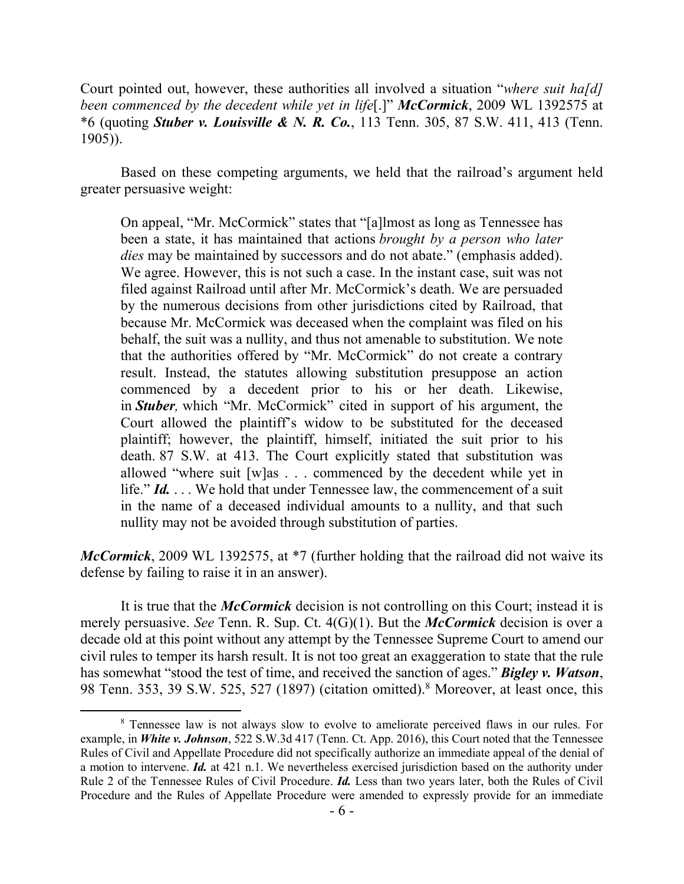Court pointed out, however, these authorities all involved a situation "*where suit ha[d] been commenced by the decedent while yet in life*[.]" ***McCormick***, 2009 WL 1392575 at *6 (quoting ***Stuber v. Louisville & N. R. Co.***, 113 Tenn. 305, 87 S.W. 411, 413 (Tenn. 1905)).

Based on these competing arguments, we held that the railroad's argument held greater persuasive weight:

> On appeal, "Mr. McCormick" states that "[a]lmost as long as Tennessee has been a state, it has maintained that actions *brought by a person who later dies* may be maintained by successors and do not abate." (emphasis added). We agree. However, this is not such a case. In the instant case, suit was not filed against Railroad until after Mr. McCormick's death. We are persuaded by the numerous decisions from other jurisdictions cited by Railroad, that because Mr. McCormick was deceased when the complaint was filed on his behalf, the suit was a nullity, and thus not amenable to substitution. We note that the authorities offered by "Mr. McCormick" do not create a contrary result. Instead, the statutes allowing substitution presuppose an action commenced by a decedent prior to his or her death. Likewise, in ***Stuber,*** which "Mr. McCormick" cited in support of his argument, the Court allowed the plaintiff's widow to be substituted for the deceased plaintiff; however, the plaintiff, himself, initiated the suit prior to his death. 87 S.W. at 413. The Court explicitly stated that substitution was allowed "where suit [w]as . . . commenced by the decedent while yet in life." ***Id.*** . . . We hold that under Tennessee law, the commencement of a suit in the name of a deceased individual amounts to a nullity, and that such nullity may not be avoided through substitution of parties.

***McCormick***, 2009 WL 1392575, at *7 (further holding that the railroad did not waive its defense by failing to raise it in an answer).

It is true that the ***McCormick*** decision is not controlling on this Court; instead it is merely persuasive. *See* Tenn. R. Sup. Ct. 4(G)(1). But the ***McCormick*** decision is over a decade old at this point without any attempt by the Tennessee Supreme Court to amend our civil rules to temper its harsh result. It is not too great an exaggeration to state that the rule has somewhat "stood the test of time, and received the sanction of ages." ***Bigley v. Watson***, 98 Tenn. 353, 39 S.W. 525, 527 (1897) (citation omitted).[8] Moreover, at least once, this

[8] Tennessee law is not always slow to evolve to ameliorate perceived flaws in our rules. For example, in ***White v. Johnson***, 522 S.W.3d 417 (Tenn. Ct. App. 2016), this Court noted that the Tennessee Rules of Civil and Appellate Procedure did not specifically authorize an immediate appeal of the denial of a motion to intervene. ***Id.*** at 421 n.1. We nevertheless exercised jurisdiction based on the authority under Rule 2 of the Tennessee Rules of Civil Procedure. ***Id.*** Less than two years later, both the Rules of Civil Procedure and the Rules of Appellate Procedure were amended to expressly provide for an immediate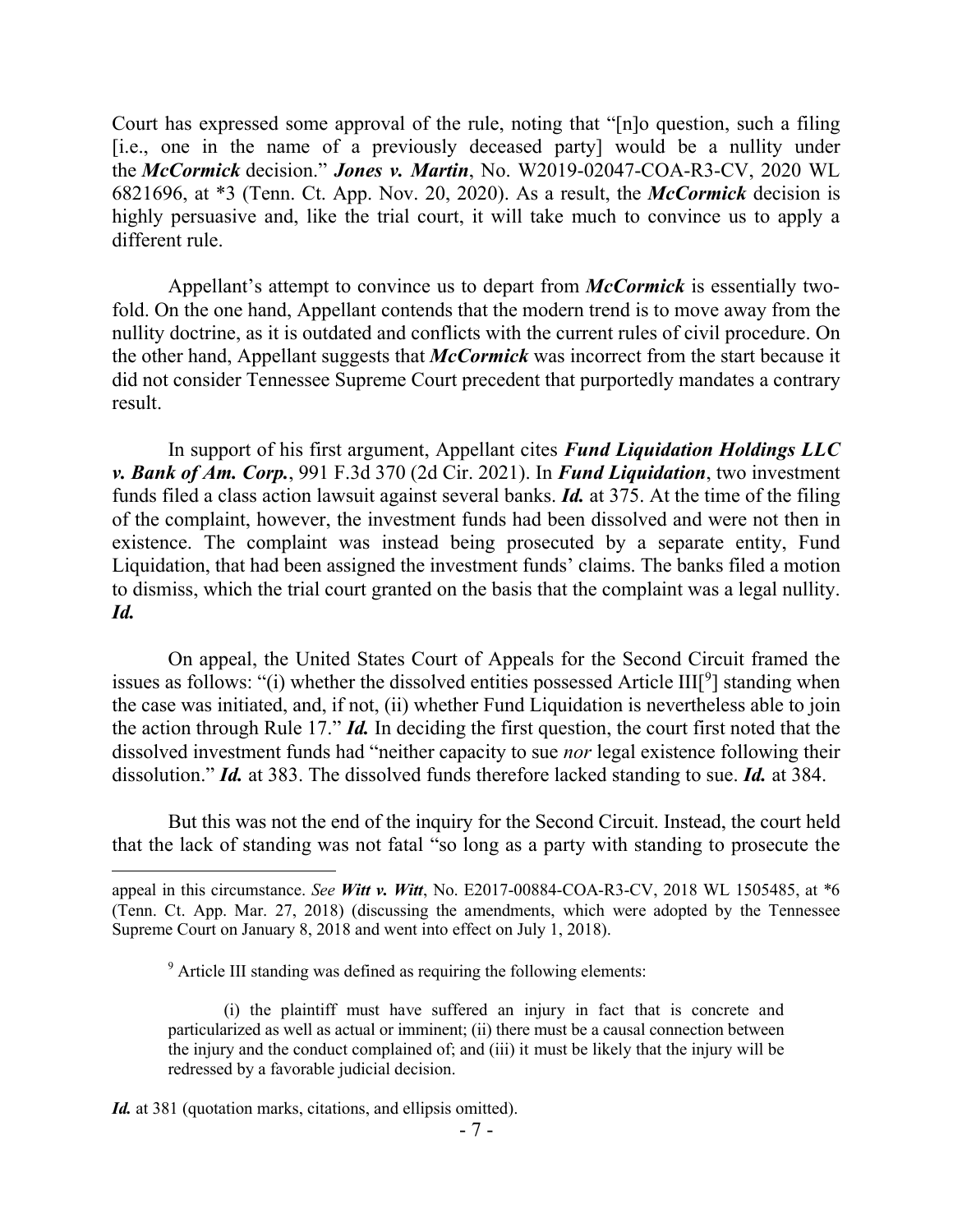Court has expressed some approval of the rule, noting that "[n]o question, such a filing [i.e., one in the name of a previously deceased party] would be a nullity under the ***McCormick*** decision." ***Jones v. Martin***, No. W2019-02047-COA-R3-CV, 2020 WL 6821696, at *3 (Tenn. Ct. App. Nov. 20, 2020). As a result, the ***McCormick*** decision is highly persuasive and, like the trial court, it will take much to convince us to apply a different rule.

Appellant's attempt to convince us to depart from ***McCormick*** is essentially two-fold. On the one hand, Appellant contends that the modern trend is to move away from the nullity doctrine, as it is outdated and conflicts with the current rules of civil procedure. On the other hand, Appellant suggests that ***McCormick*** was incorrect from the start because it did not consider Tennessee Supreme Court precedent that purportedly mandates a contrary result.

In support of his first argument, Appellant cites ***Fund Liquidation Holdings LLC v. Bank of Am. Corp.***, 991 F.3d 370 (2d Cir. 2021). In ***Fund Liquidation***, two investment funds filed a class action lawsuit against several banks. ***Id.*** at 375. At the time of the filing of the complaint, however, the investment funds had been dissolved and were not then in existence. The complaint was instead being prosecuted by a separate entity, Fund Liquidation, that had been assigned the investment funds' claims. The banks filed a motion to dismiss, which the trial court granted on the basis that the complaint was a legal nullity. ***Id.***

On appeal, the United States Court of Appeals for the Second Circuit framed the issues as follows: "(i) whether the dissolved entities possessed Article III[[9]] standing when the case was initiated, and, if not, (ii) whether Fund Liquidation is nevertheless able to join the action through Rule 17." ***Id.*** In deciding the first question, the court first noted that the dissolved investment funds had "neither capacity to sue *nor* legal existence following their dissolution." ***Id.*** at 383. The dissolved funds therefore lacked standing to sue. ***Id.*** at 384.

But this was not the end of the inquiry for the Second Circuit. Instead, the court held that the lack of standing was not fatal "so long as a party with standing to prosecute the

---

appeal in this circumstance. *See* ***Witt v. Witt***, No. E2017-00884-COA-R3-CV, 2018 WL 1505485, at *6 (Tenn. Ct. App. Mar. 27, 2018) (discussing the amendments, which were adopted by the Tennessee Supreme Court on January 8, 2018 and went into effect on July 1, 2018).

[9] Article III standing was defined as requiring the following elements:

> (i) the plaintiff must have suffered an injury in fact that is concrete and particularized as well as actual or imminent; (ii) there must be a causal connection between the injury and the conduct complained of; and (iii) it must be likely that the injury will be redressed by a favorable judicial decision.

***Id.*** at 381 (quotation marks, citations, and ellipsis omitted).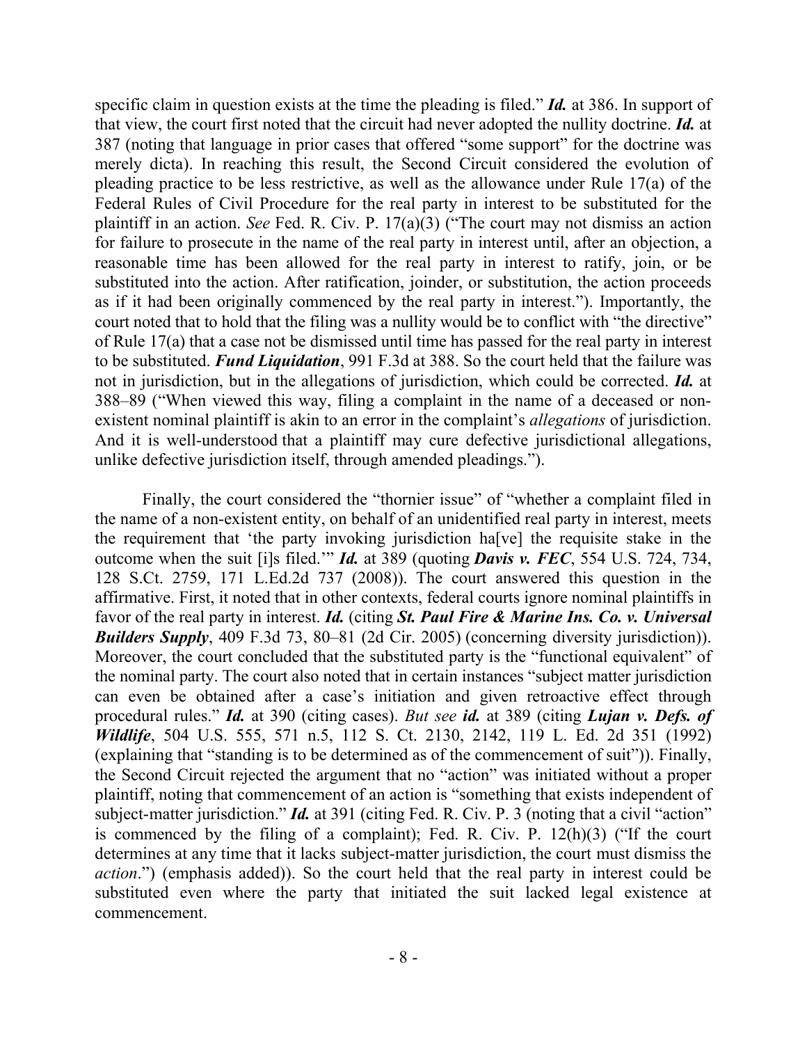specific claim in question exists at the time the pleading is filed." ***Id.*** at 386. In support of that view, the court first noted that the circuit had never adopted the nullity doctrine. ***Id.*** at 387 (noting that language in prior cases that offered "some support" for the doctrine was merely dicta). In reaching this result, the Second Circuit considered the evolution of pleading practice to be less restrictive, as well as the allowance under Rule 17(a) of the Federal Rules of Civil Procedure for the real party in interest to be substituted for the plaintiff in an action. *See* Fed. R. Civ. P. 17(a)(3) ("The court may not dismiss an action for failure to prosecute in the name of the real party in interest until, after an objection, a reasonable time has been allowed for the real party in interest to ratify, join, or be substituted into the action. After ratification, joinder, or substitution, the action proceeds as if it had been originally commenced by the real party in interest."). Importantly, the court noted that to hold that the filing was a nullity would be to conflict with "the directive" of Rule 17(a) that a case not be dismissed until time has passed for the real party in interest to be substituted. ***Fund Liquidation***, 991 F.3d at 388. So the court held that the failure was not in jurisdiction, but in the allegations of jurisdiction, which could be corrected. ***Id.*** at 388–89 ("When viewed this way, filing a complaint in the name of a deceased or non-existent nominal plaintiff is akin to an error in the complaint's *allegations* of jurisdiction. And it is well-understood that a plaintiff may cure defective jurisdictional allegations, unlike defective jurisdiction itself, through amended pleadings.").

Finally, the court considered the "thornier issue" of "whether a complaint filed in the name of a non-existent entity, on behalf of an unidentified real party in interest, meets the requirement that 'the party invoking jurisdiction ha[ve] the requisite stake in the outcome when the suit [i]s filed.'" ***Id.*** at 389 (quoting ***Davis v. FEC***, 554 U.S. 724, 734, 128 S.Ct. 2759, 171 L.Ed.2d 737 (2008)). The court answered this question in the affirmative. First, it noted that in other contexts, federal courts ignore nominal plaintiffs in favor of the real party in interest. ***Id.*** (citing ***St. Paul Fire & Marine Ins. Co. v. Universal Builders Supply***, 409 F.3d 73, 80–81 (2d Cir. 2005) (concerning diversity jurisdiction)). Moreover, the court concluded that the substituted party is the "functional equivalent" of the nominal party. The court also noted that in certain instances "subject matter jurisdiction can even be obtained after a case's initiation and given retroactive effect through procedural rules." ***Id.*** at 390 (citing cases). *But see* ***id.*** at 389 (citing ***Lujan v. Defs. of Wildlife***, 504 U.S. 555, 571 n.5, 112 S. Ct. 2130, 2142, 119 L. Ed. 2d 351 (1992) (explaining that "standing is to be determined as of the commencement of suit")). Finally, the Second Circuit rejected the argument that no "action" was initiated without a proper plaintiff, noting that commencement of an action is "something that exists independent of subject-matter jurisdiction." ***Id.*** at 391 (citing Fed. R. Civ. P. 3 (noting that a civil "action" is commenced by the filing of a complaint); Fed. R. Civ. P. 12(h)(3) ("If the court determines at any time that it lacks subject-matter jurisdiction, the court must dismiss the *action*.") (emphasis added)). So the court held that the real party in interest could be substituted even where the party that initiated the suit lacked legal existence at commencement.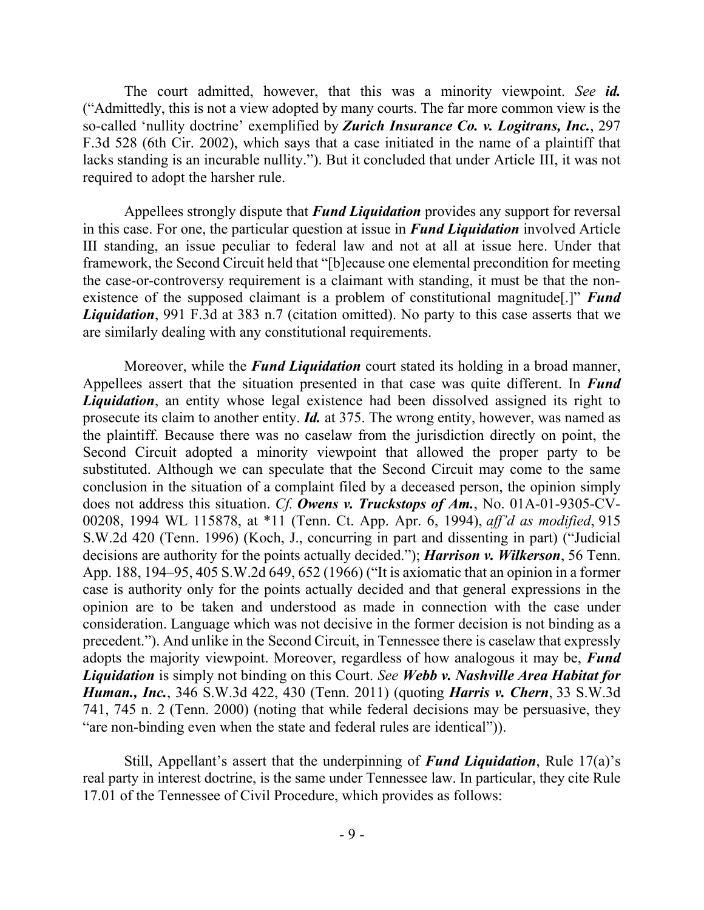The court admitted, however, that this was a minority viewpoint. *See* ***id.*** ("Admittedly, this is not a view adopted by many courts. The far more common view is the so-called 'nullity doctrine' exemplified by ***Zurich Insurance Co. v. Logitrans, Inc.***, 297 F.3d 528 (6th Cir. 2002), which says that a case initiated in the name of a plaintiff that lacks standing is an incurable nullity."). But it concluded that under Article III, it was not required to adopt the harsher rule.

Appellees strongly dispute that ***Fund Liquidation*** provides any support for reversal in this case. For one, the particular question at issue in ***Fund Liquidation*** involved Article III standing, an issue peculiar to federal law and not at all at issue here. Under that framework, the Second Circuit held that "[b]ecause one elemental precondition for meeting the case-or-controversy requirement is a claimant with standing, it must be that the non-existence of the supposed claimant is a problem of constitutional magnitude[.]" ***Fund Liquidation***, 991 F.3d at 383 n.7 (citation omitted). No party to this case asserts that we are similarly dealing with any constitutional requirements.

Moreover, while the ***Fund Liquidation*** court stated its holding in a broad manner, Appellees assert that the situation presented in that case was quite different. In ***Fund Liquidation***, an entity whose legal existence had been dissolved assigned its right to prosecute its claim to another entity. ***Id.*** at 375. The wrong entity, however, was named as the plaintiff. Because there was no caselaw from the jurisdiction directly on point, the Second Circuit adopted a minority viewpoint that allowed the proper party to be substituted. Although we can speculate that the Second Circuit may come to the same conclusion in the situation of a complaint filed by a deceased person, the opinion simply does not address this situation. *Cf.* ***Owens v. Truckstops of Am.***, No. 01A-01-9305-CV-00208, 1994 WL 115878, at *11 (Tenn. Ct. App. Apr. 6, 1994), *aff'd as modified*, 915 S.W.2d 420 (Tenn. 1996) (Koch, J., concurring in part and dissenting in part) ("Judicial decisions are authority for the points actually decided."); ***Harrison v. Wilkerson***, 56 Tenn. App. 188, 194–95, 405 S.W.2d 649, 652 (1966) ("It is axiomatic that an opinion in a former case is authority only for the points actually decided and that general expressions in the opinion are to be taken and understood as made in connection with the case under consideration. Language which was not decisive in the former decision is not binding as a precedent."). And unlike in the Second Circuit, in Tennessee there is caselaw that expressly adopts the majority viewpoint. Moreover, regardless of how analogous it may be, ***Fund Liquidation*** is simply not binding on this Court. *See* ***Webb v. Nashville Area Habitat for Human., Inc.***, 346 S.W.3d 422, 430 (Tenn. 2011) (quoting ***Harris v. Chern***, 33 S.W.3d 741, 745 n. 2 (Tenn. 2000) (noting that while federal decisions may be persuasive, they "are non-binding even when the state and federal rules are identical")).

Still, Appellant's assert that the underpinning of ***Fund Liquidation***, Rule 17(a)'s real party in interest doctrine, is the same under Tennessee law. In particular, they cite Rule 17.01 of the Tennessee of Civil Procedure, which provides as follows: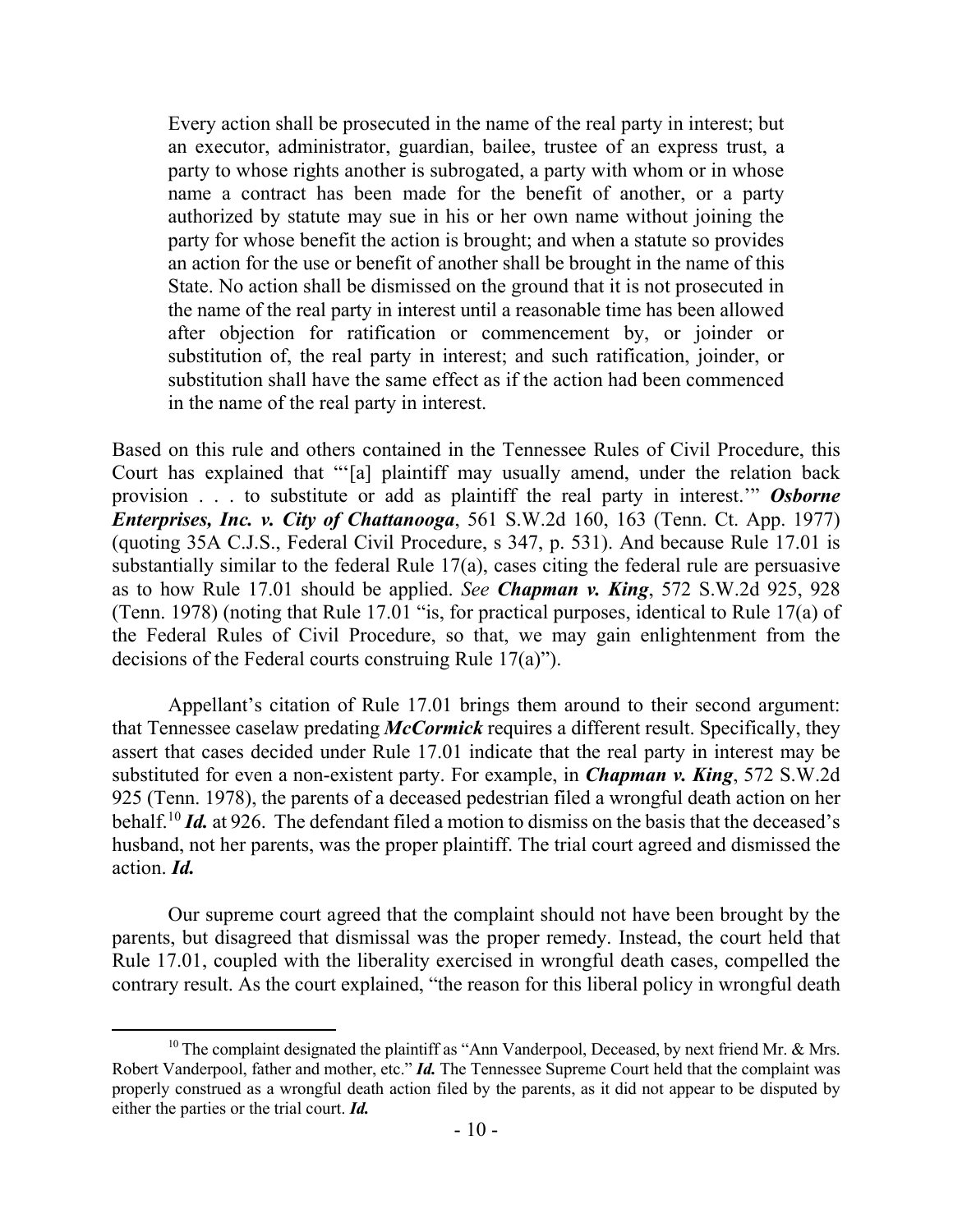> Every action shall be prosecuted in the name of the real party in interest; but an executor, administrator, guardian, bailee, trustee of an express trust, a party to whose rights another is subrogated, a party with whom or in whose name a contract has been made for the benefit of another, or a party authorized by statute may sue in his or her own name without joining the party for whose benefit the action is brought; and when a statute so provides an action for the use or benefit of another shall be brought in the name of this State. No action shall be dismissed on the ground that it is not prosecuted in the name of the real party in interest until a reasonable time has been allowed after objection for ratification or commencement by, or joinder or substitution of, the real party in interest; and such ratification, joinder, or substitution shall have the same effect as if the action had been commenced in the name of the real party in interest.

Based on this rule and others contained in the Tennessee Rules of Civil Procedure, this Court has explained that "'[a] plaintiff may usually amend, under the relation back provision . . . to substitute or add as plaintiff the real party in interest.'" ***Osborne Enterprises, Inc. v. City of Chattanooga***, 561 S.W.2d 160, 163 (Tenn. Ct. App. 1977) (quoting 35A C.J.S., Federal Civil Procedure, s 347, p. 531). And because Rule 17.01 is substantially similar to the federal Rule 17(a), cases citing the federal rule are persuasive as to how Rule 17.01 should be applied. *See* ***Chapman v. King***, 572 S.W.2d 925, 928 (Tenn. 1978) (noting that Rule 17.01 "is, for practical purposes, identical to Rule 17(a) of the Federal Rules of Civil Procedure, so that, we may gain enlightenment from the decisions of the Federal courts construing Rule 17(a)").

Appellant's citation of Rule 17.01 brings them around to their second argument: that Tennessee caselaw predating ***McCormick*** requires a different result. Specifically, they assert that cases decided under Rule 17.01 indicate that the real party in interest may be substituted for even a non-existent party. For example, in ***Chapman v. King***, 572 S.W.2d 925 (Tenn. 1978), the parents of a deceased pedestrian filed a wrongful death action on her behalf.[10] ***Id.*** at 926. The defendant filed a motion to dismiss on the basis that the deceased's husband, not her parents, was the proper plaintiff. The trial court agreed and dismissed the action. ***Id.***

Our supreme court agreed that the complaint should not have been brought by the parents, but disagreed that dismissal was the proper remedy. Instead, the court held that Rule 17.01, coupled with the liberality exercised in wrongful death cases, compelled the contrary result. As the court explained, "the reason for this liberal policy in wrongful death

[10] The complaint designated the plaintiff as "Ann Vanderpool, Deceased, by next friend Mr. & Mrs. Robert Vanderpool, father and mother, etc." ***Id.*** The Tennessee Supreme Court held that the complaint was properly construed as a wrongful death action filed by the parents, as it did not appear to be disputed by either the parties or the trial court. ***Id.***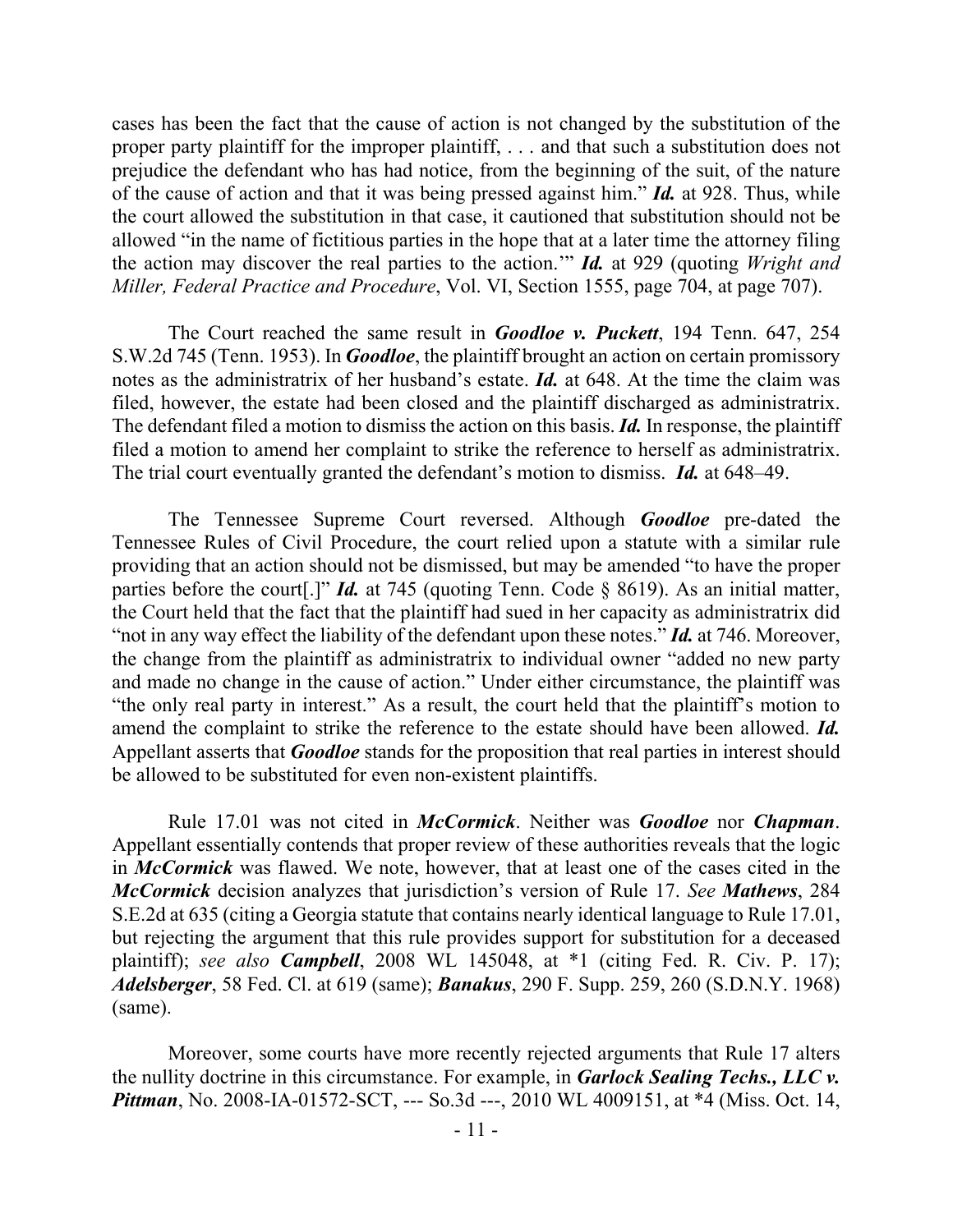cases has been the fact that the cause of action is not changed by the substitution of the proper party plaintiff for the improper plaintiff, . . . and that such a substitution does not prejudice the defendant who has had notice, from the beginning of the suit, of the nature of the cause of action and that it was being pressed against him." ***Id.*** at 928. Thus, while the court allowed the substitution in that case, it cautioned that substitution should not be allowed "in the name of fictitious parties in the hope that at a later time the attorney filing the action may discover the real parties to the action.'" ***Id.*** at 929 (quoting *Wright and Miller, Federal Practice and Procedure*, Vol. VI, Section 1555, page 704, at page 707).

The Court reached the same result in ***Goodloe v. Puckett***, 194 Tenn. 647, 254 S.W.2d 745 (Tenn. 1953). In ***Goodloe***, the plaintiff brought an action on certain promissory notes as the administratrix of her husband's estate. ***Id.*** at 648. At the time the claim was filed, however, the estate had been closed and the plaintiff discharged as administratrix. The defendant filed a motion to dismiss the action on this basis. ***Id.*** In response, the plaintiff filed a motion to amend her complaint to strike the reference to herself as administratrix. The trial court eventually granted the defendant's motion to dismiss. ***Id.*** at 648–49.

The Tennessee Supreme Court reversed. Although ***Goodloe*** pre-dated the Tennessee Rules of Civil Procedure, the court relied upon a statute with a similar rule providing that an action should not be dismissed, but may be amended "to have the proper parties before the court[.]" ***Id.*** at 745 (quoting Tenn. Code § 8619). As an initial matter, the Court held that the fact that the plaintiff had sued in her capacity as administratrix did "not in any way effect the liability of the defendant upon these notes." ***Id.*** at 746. Moreover, the change from the plaintiff as administratrix to individual owner "added no new party and made no change in the cause of action." Under either circumstance, the plaintiff was "the only real party in interest." As a result, the court held that the plaintiff's motion to amend the complaint to strike the reference to the estate should have been allowed. ***Id.*** Appellant asserts that ***Goodloe*** stands for the proposition that real parties in interest should be allowed to be substituted for even non-existent plaintiffs.

Rule 17.01 was not cited in ***McCormick***. Neither was ***Goodloe*** nor ***Chapman***. Appellant essentially contends that proper review of these authorities reveals that the logic in ***McCormick*** was flawed. We note, however, that at least one of the cases cited in the ***McCormick*** decision analyzes that jurisdiction's version of Rule 17. *See* ***Mathews***, 284 S.E.2d at 635 (citing a Georgia statute that contains nearly identical language to Rule 17.01, but rejecting the argument that this rule provides support for substitution for a deceased plaintiff); *see also* ***Campbell***, 2008 WL 145048, at *1 (citing Fed. R. Civ. P. 17); ***Adelsberger***, 58 Fed. Cl. at 619 (same); ***Banakus***, 290 F. Supp. 259, 260 (S.D.N.Y. 1968) (same).

Moreover, some courts have more recently rejected arguments that Rule 17 alters the nullity doctrine in this circumstance. For example, in ***Garlock Sealing Techs., LLC v. Pittman***, No. 2008-IA-01572-SCT, --- So.3d ---, 2010 WL 4009151, at *4 (Miss. Oct. 14,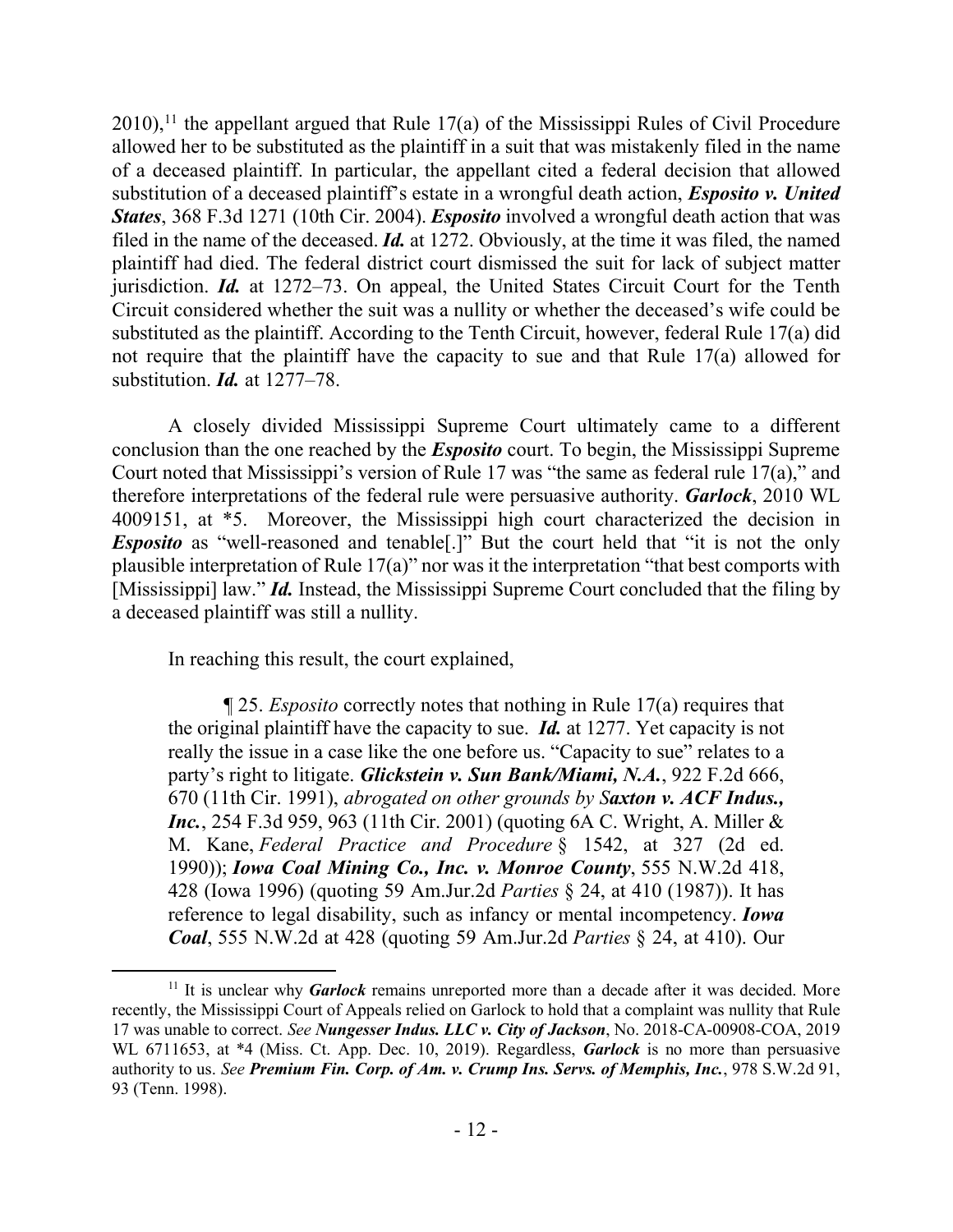2010),[11] the appellant argued that Rule 17(a) of the Mississippi Rules of Civil Procedure allowed her to be substituted as the plaintiff in a suit that was mistakenly filed in the name of a deceased plaintiff. In particular, the appellant cited a federal decision that allowed substitution of a deceased plaintiff's estate in a wrongful death action, ***Esposito v. United States***, 368 F.3d 1271 (10th Cir. 2004). ***Esposito*** involved a wrongful death action that was filed in the name of the deceased. ***Id.*** at 1272. Obviously, at the time it was filed, the named plaintiff had died. The federal district court dismissed the suit for lack of subject matter jurisdiction. ***Id.*** at 1272–73. On appeal, the United States Circuit Court for the Tenth Circuit considered whether the suit was a nullity or whether the deceased's wife could be substituted as the plaintiff. According to the Tenth Circuit, however, federal Rule 17(a) did not require that the plaintiff have the capacity to sue and that Rule 17(a) allowed for substitution. ***Id.*** at 1277–78.

A closely divided Mississippi Supreme Court ultimately came to a different conclusion than the one reached by the ***Esposito*** court. To begin, the Mississippi Supreme Court noted that Mississippi's version of Rule 17 was "the same as federal rule 17(a)," and therefore interpretations of the federal rule were persuasive authority. ***Garlock***, 2010 WL 4009151, at *5. Moreover, the Mississippi high court characterized the decision in ***Esposito*** as "well-reasoned and tenable[.]" But the court held that "it is not the only plausible interpretation of Rule 17(a)" nor was it the interpretation "that best comports with [Mississippi] law." ***Id.*** Instead, the Mississippi Supreme Court concluded that the filing by a deceased plaintiff was still a nullity.

In reaching this result, the court explained,

> ¶ 25. *Esposito* correctly notes that nothing in Rule 17(a) requires that the original plaintiff have the capacity to sue. ***Id.*** at 1277. Yet capacity is not really the issue in a case like the one before us. "Capacity to sue" relates to a party's right to litigate. ***Glickstein v. Sun Bank/Miami, N.A.***, 922 F.2d 666, 670 (11th Cir. 1991), *abrogated on other grounds by **Saxton v. ACF Indus., Inc.***, 254 F.3d 959, 963 (11th Cir. 2001) (quoting 6A C. Wright, A. Miller & M. Kane, *Federal Practice and Procedure* § 1542, at 327 (2d ed. 1990)); ***Iowa Coal Mining Co., Inc. v. Monroe County***, 555 N.W.2d 418, 428 (Iowa 1996) (quoting 59 Am.Jur.2d *Parties* § 24, at 410 (1987)). It has reference to legal disability, such as infancy or mental incompetency. ***Iowa Coal***, 555 N.W.2d at 428 (quoting 59 Am.Jur.2d *Parties* § 24, at 410). Our

[11] It is unclear why ***Garlock*** remains unreported more than a decade after it was decided. More recently, the Mississippi Court of Appeals relied on Garlock to hold that a complaint was nullity that Rule 17 was unable to correct. *See **Nungesser Indus. LLC v. City of Jackson***, No. 2018-CA-00908-COA, 2019 WL 6711653, at *4 (Miss. Ct. App. Dec. 10, 2019). Regardless, ***Garlock*** is no more than persuasive authority to us. *See **Premium Fin. Corp. of Am. v. Crump Ins. Servs. of Memphis, Inc.***, 978 S.W.2d 91, 93 (Tenn. 1998).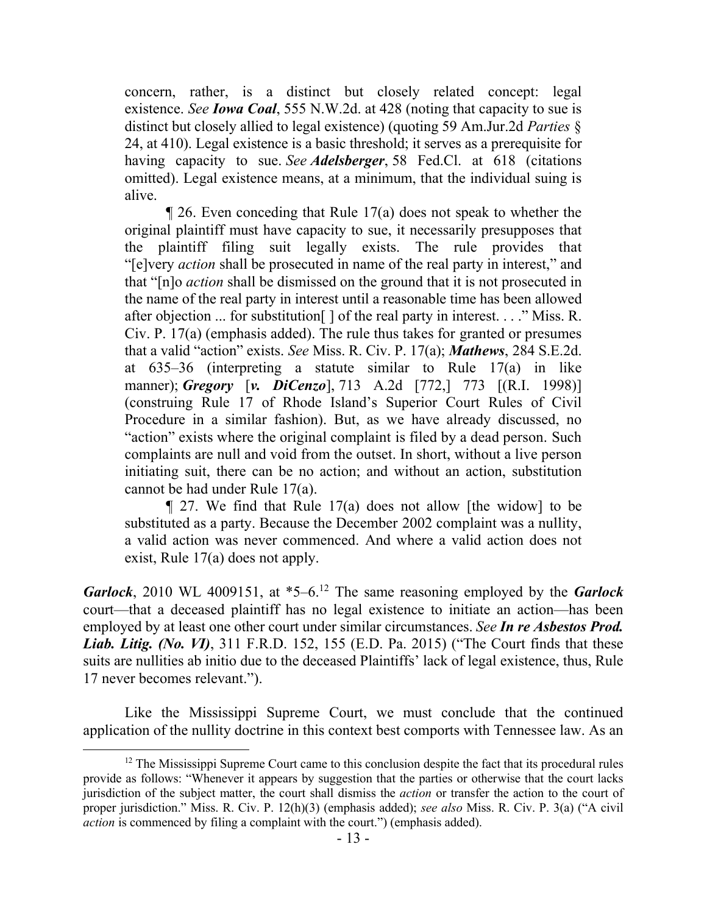concern, rather, is a distinct but closely related concept: legal existence. *See* ***Iowa Coal***, 555 N.W.2d. at 428 (noting that capacity to sue is distinct but closely allied to legal existence) (quoting 59 Am.Jur.2d *Parties* § 24, at 410). Legal existence is a basic threshold; it serves as a prerequisite for having capacity to sue. *See* ***Adelsberger***, 58 Fed.Cl. at 618 (citations omitted). Legal existence means, at a minimum, that the individual suing is alive.

¶ 26. Even conceding that Rule 17(a) does not speak to whether the original plaintiff must have capacity to sue, it necessarily presupposes that the plaintiff filing suit legally exists. The rule provides that "[e]very *action* shall be prosecuted in name of the real party in interest," and that "[n]o *action* shall be dismissed on the ground that it is not prosecuted in the name of the real party in interest until a reasonable time has been allowed after objection ... for substitution[ ] of the real party in interest. . . ." Miss. R. Civ. P. 17(a) (emphasis added). The rule thus takes for granted or presumes that a valid "action" exists. *See* Miss. R. Civ. P. 17(a); ***Mathews***, 284 S.E.2d. at 635–36 (interpreting a statute similar to Rule 17(a) in like manner); ***Gregory*** [***v. DiCenzo***], 713 A.2d [772,] 773 [(R.I. 1998)] (construing Rule 17 of Rhode Island's Superior Court Rules of Civil Procedure in a similar fashion). But, as we have already discussed, no "action" exists where the original complaint is filed by a dead person. Such complaints are null and void from the outset. In short, without a live person initiating suit, there can be no action; and without an action, substitution cannot be had under Rule 17(a).

¶ 27. We find that Rule 17(a) does not allow [the widow] to be substituted as a party. Because the December 2002 complaint was a nullity, a valid action was never commenced. And where a valid action does not exist, Rule 17(a) does not apply.

***Garlock***, 2010 WL 4009151, at *5–6.[12] The same reasoning employed by the ***Garlock*** court—that a deceased plaintiff has no legal existence to initiate an action—has been employed by at least one other court under similar circumstances. *See* ***In re Asbestos Prod. Liab. Litig. (No. VI)***, 311 F.R.D. 152, 155 (E.D. Pa. 2015) ("The Court finds that these suits are nullities ab initio due to the deceased Plaintiffs' lack of legal existence, thus, Rule 17 never becomes relevant.").

Like the Mississippi Supreme Court, we must conclude that the continued application of the nullity doctrine in this context best comports with Tennessee law. As an

[12] The Mississippi Supreme Court came to this conclusion despite the fact that its procedural rules provide as follows: "Whenever it appears by suggestion that the parties or otherwise that the court lacks jurisdiction of the subject matter, the court shall dismiss the *action* or transfer the action to the court of proper jurisdiction." Miss. R. Civ. P. 12(h)(3) (emphasis added); *see also* Miss. R. Civ. P. 3(a) ("A civil *action* is commenced by filing a complaint with the court.") (emphasis added).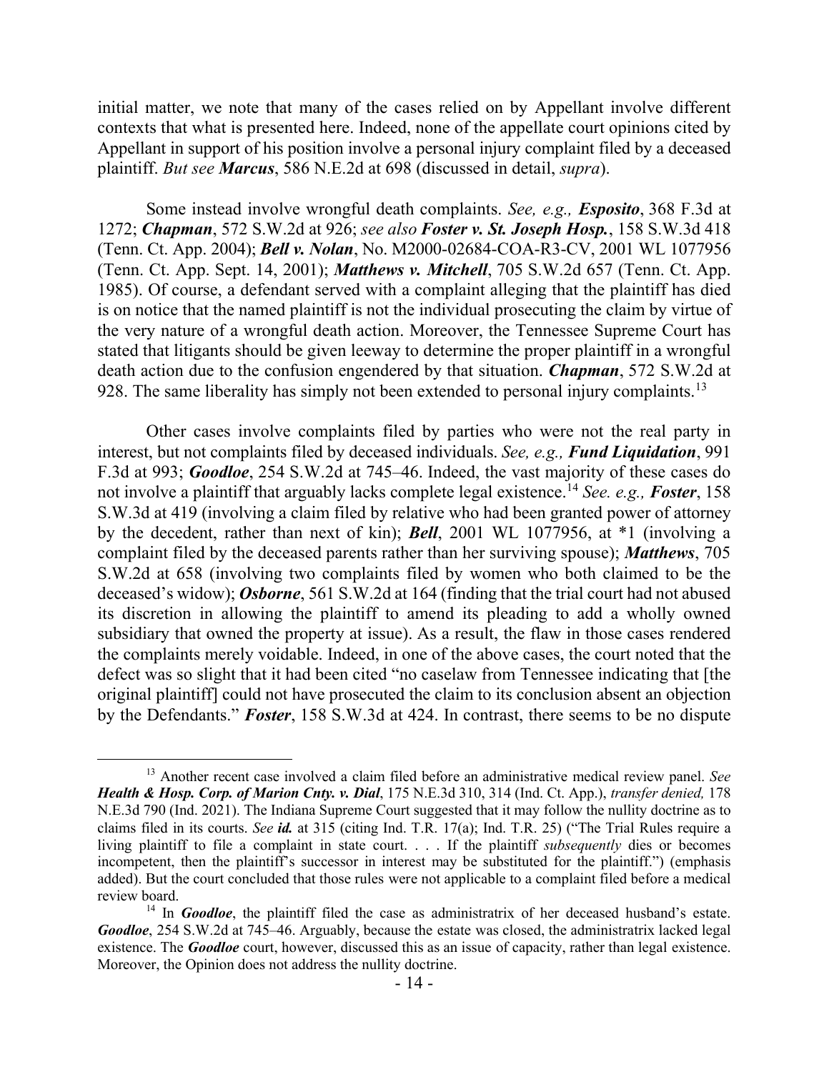initial matter, we note that many of the cases relied on by Appellant involve different contexts that what is presented here. Indeed, none of the appellate court opinions cited by Appellant in support of his position involve a personal injury complaint filed by a deceased plaintiff. *But see* ***Marcus***, 586 N.E.2d at 698 (discussed in detail, *supra*).

Some instead involve wrongful death complaints. *See, e.g.,* ***Esposito***, 368 F.3d at 1272; ***Chapman***, 572 S.W.2d at 926; *see also* ***Foster v. St. Joseph Hosp.***, 158 S.W.3d 418 (Tenn. Ct. App. 2004); ***Bell v. Nolan***, No. M2000-02684-COA-R3-CV, 2001 WL 1077956 (Tenn. Ct. App. Sept. 14, 2001); ***Matthews v. Mitchell***, 705 S.W.2d 657 (Tenn. Ct. App. 1985). Of course, a defendant served with a complaint alleging that the plaintiff has died is on notice that the named plaintiff is not the individual prosecuting the claim by virtue of the very nature of a wrongful death action. Moreover, the Tennessee Supreme Court has stated that litigants should be given leeway to determine the proper plaintiff in a wrongful death action due to the confusion engendered by that situation. ***Chapman***, 572 S.W.2d at 928. The same liberality has simply not been extended to personal injury complaints.[13]

Other cases involve complaints filed by parties who were not the real party in interest, but not complaints filed by deceased individuals. *See, e.g.,* ***Fund Liquidation***, 991 F.3d at 993; ***Goodloe***, 254 S.W.2d at 745–46. Indeed, the vast majority of these cases do not involve a plaintiff that arguably lacks complete legal existence.[14] *See. e.g.,* ***Foster***, 158 S.W.3d at 419 (involving a claim filed by relative who had been granted power of attorney by the decedent, rather than next of kin); ***Bell***, 2001 WL 1077956, at *1 (involving a complaint filed by the deceased parents rather than her surviving spouse); ***Matthews***, 705 S.W.2d at 658 (involving two complaints filed by women who both claimed to be the deceased's widow); ***Osborne***, 561 S.W.2d at 164 (finding that the trial court had not abused its discretion in allowing the plaintiff to amend its pleading to add a wholly owned subsidiary that owned the property at issue). As a result, the flaw in those cases rendered the complaints merely voidable. Indeed, in one of the above cases, the court noted that the defect was so slight that it had been cited "no caselaw from Tennessee indicating that [the original plaintiff] could not have prosecuted the claim to its conclusion absent an objection by the Defendants." ***Foster***, 158 S.W.3d at 424. In contrast, there seems to be no dispute

---

[13] Another recent case involved a claim filed before an administrative medical review panel. *See* ***Health & Hosp. Corp. of Marion Cnty. v. Dial***, 175 N.E.3d 310, 314 (Ind. Ct. App.), *transfer denied,* 178 N.E.3d 790 (Ind. 2021). The Indiana Supreme Court suggested that it may follow the nullity doctrine as to claims filed in its courts. *See* ***id.*** at 315 (citing Ind. T.R. 17(a); Ind. T.R. 25) ("The Trial Rules require a living plaintiff to file a complaint in state court. . . . If the plaintiff *subsequently* dies or becomes incompetent, then the plaintiff's successor in interest may be substituted for the plaintiff.") (emphasis added). But the court concluded that those rules were not applicable to a complaint filed before a medical review board.

[14] In ***Goodloe***, the plaintiff filed the case as administratrix of her deceased husband's estate. ***Goodloe***, 254 S.W.2d at 745–46. Arguably, because the estate was closed, the administratrix lacked legal existence. The ***Goodloe*** court, however, discussed this as an issue of capacity, rather than legal existence. Moreover, the Opinion does not address the nullity doctrine.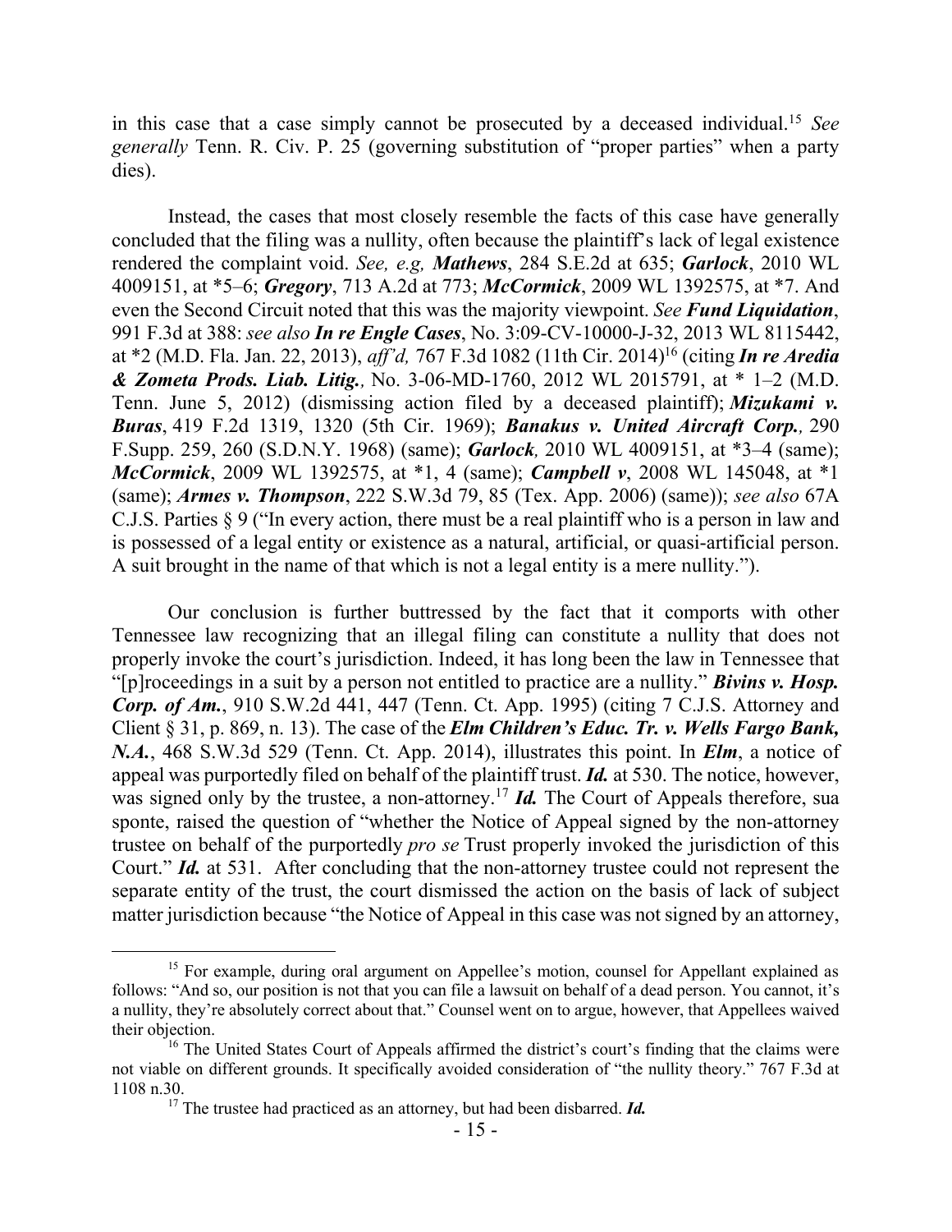in this case that a case simply cannot be prosecuted by a deceased individual.[15] *See generally* Tenn. R. Civ. P. 25 (governing substitution of "proper parties" when a party dies).

Instead, the cases that most closely resemble the facts of this case have generally concluded that the filing was a nullity, often because the plaintiff's lack of legal existence rendered the complaint void. *See, e.g,* ***Mathews***, 284 S.E.2d at 635; ***Garlock***, 2010 WL 4009151, at *5–6; ***Gregory***, 713 A.2d at 773; ***McCormick***, 2009 WL 1392575, at *7. And even the Second Circuit noted that this was the majority viewpoint. *See* ***Fund Liquidation***, 991 F.3d at 388: *see also* ***In re Engle Cases***, No. 3:09-CV-10000-J-32, 2013 WL 8115442, at *2 (M.D. Fla. Jan. 22, 2013), *aff'd,* 767 F.3d 1082 (11th Cir. 2014)[16] (citing ***In re Aredia & Zometa Prods. Liab. Litig.,*** No. 3-06-MD-1760, 2012 WL 2015791, at * 1–2 (M.D. Tenn. June 5, 2012) (dismissing action filed by a deceased plaintiff); ***Mizukami v. Buras***, 419 F.2d 1319, 1320 (5th Cir. 1969); ***Banakus v. United Aircraft Corp.,*** 290 F.Supp. 259, 260 (S.D.N.Y. 1968) (same); ***Garlock,*** 2010 WL 4009151, at *3–4 (same); ***McCormick***, 2009 WL 1392575, at *1, 4 (same); ***Campbell v***, 2008 WL 145048, at *1 (same); ***Armes v. Thompson***, 222 S.W.3d 79, 85 (Tex. App. 2006) (same)); *see also* 67A C.J.S. Parties § 9 ("In every action, there must be a real plaintiff who is a person in law and is possessed of a legal entity or existence as a natural, artificial, or quasi-artificial person. A suit brought in the name of that which is not a legal entity is a mere nullity.").

Our conclusion is further buttressed by the fact that it comports with other Tennessee law recognizing that an illegal filing can constitute a nullity that does not properly invoke the court's jurisdiction. Indeed, it has long been the law in Tennessee that "[p]roceedings in a suit by a person not entitled to practice are a nullity." ***Bivins v. Hosp. Corp. of Am.***, 910 S.W.2d 441, 447 (Tenn. Ct. App. 1995) (citing 7 C.J.S. Attorney and Client § 31, p. 869, n. 13). The case of the ***Elm Children's Educ. Tr. v. Wells Fargo Bank, N.A.***, 468 S.W.3d 529 (Tenn. Ct. App. 2014), illustrates this point. In ***Elm***, a notice of appeal was purportedly filed on behalf of the plaintiff trust. ***Id.*** at 530. The notice, however, was signed only by the trustee, a non-attorney.[17] ***Id.*** The Court of Appeals therefore, sua sponte, raised the question of "whether the Notice of Appeal signed by the non-attorney trustee on behalf of the purportedly *pro se* Trust properly invoked the jurisdiction of this Court." ***Id.*** at 531. After concluding that the non-attorney trustee could not represent the separate entity of the trust, the court dismissed the action on the basis of lack of subject matter jurisdiction because "the Notice of Appeal in this case was not signed by an attorney,

---

[15] For example, during oral argument on Appellee's motion, counsel for Appellant explained as follows: "And so, our position is not that you can file a lawsuit on behalf of a dead person. You cannot, it's a nullity, they're absolutely correct about that." Counsel went on to argue, however, that Appellees waived their objection.

[16] The United States Court of Appeals affirmed the district's court's finding that the claims were not viable on different grounds. It specifically avoided consideration of "the nullity theory." 767 F.3d at 1108 n.30.

[17] The trustee had practiced as an attorney, but had been disbarred. ***Id.***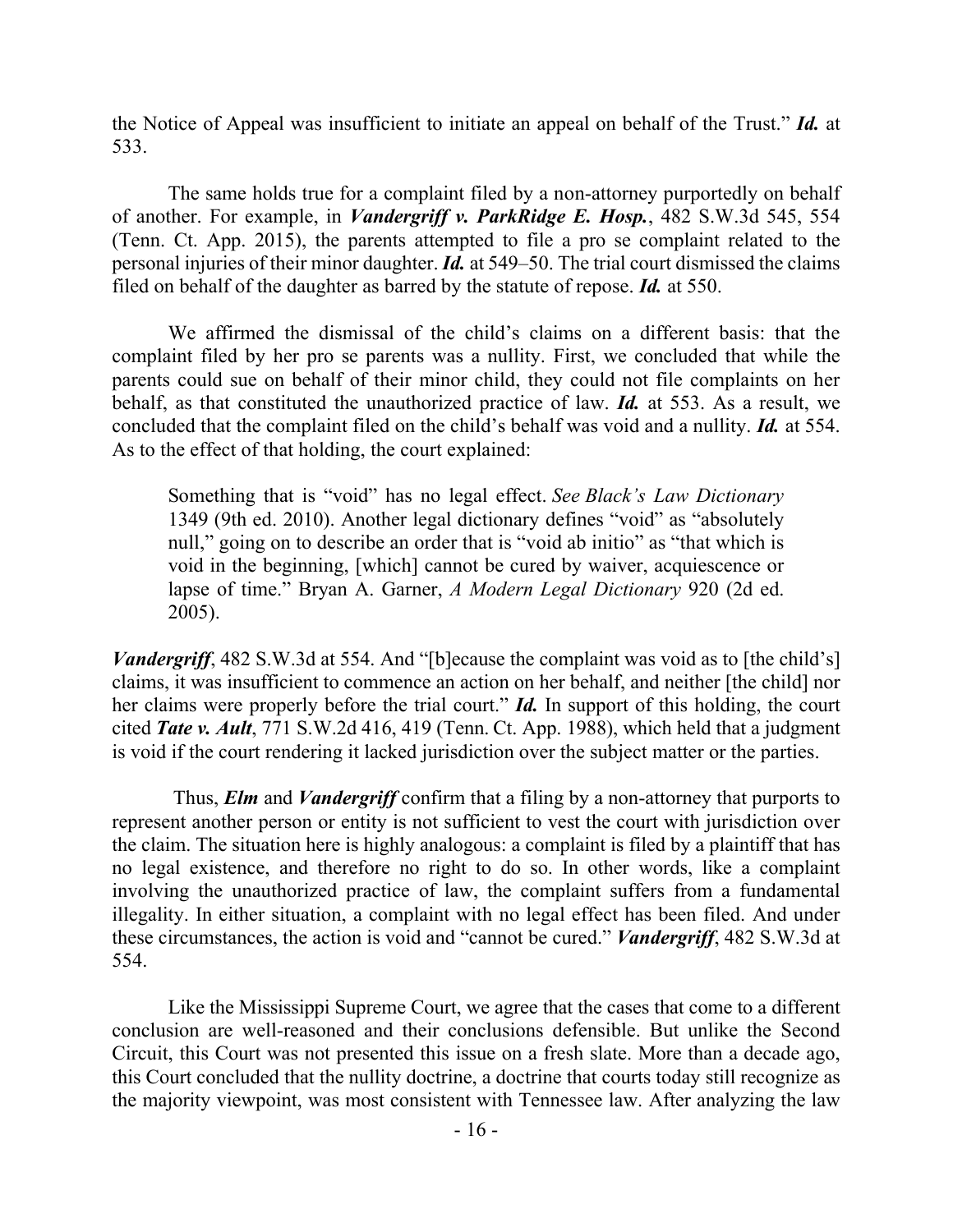the Notice of Appeal was insufficient to initiate an appeal on behalf of the Trust." ***Id.*** at 533.

The same holds true for a complaint filed by a non-attorney purportedly on behalf of another. For example, in ***Vandergriff v. ParkRidge E. Hosp.***, 482 S.W.3d 545, 554 (Tenn. Ct. App. 2015), the parents attempted to file a pro se complaint related to the personal injuries of their minor daughter. ***Id.*** at 549–50. The trial court dismissed the claims filed on behalf of the daughter as barred by the statute of repose. ***Id.*** at 550.

We affirmed the dismissal of the child's claims on a different basis: that the complaint filed by her pro se parents was a nullity. First, we concluded that while the parents could sue on behalf of their minor child, they could not file complaints on her behalf, as that constituted the unauthorized practice of law. ***Id.*** at 553. As a result, we concluded that the complaint filed on the child's behalf was void and a nullity. ***Id.*** at 554. As to the effect of that holding, the court explained:

> Something that is "void" has no legal effect. *See Black's Law Dictionary* 1349 (9th ed. 2010). Another legal dictionary defines "void" as "absolutely null," going on to describe an order that is "void ab initio" as "that which is void in the beginning, [which] cannot be cured by waiver, acquiescence or lapse of time." Bryan A. Garner, *A Modern Legal Dictionary* 920 (2d ed. 2005).

***Vandergriff***, 482 S.W.3d at 554. And "[b]ecause the complaint was void as to [the child's] claims, it was insufficient to commence an action on her behalf, and neither [the child] nor her claims were properly before the trial court." ***Id.*** In support of this holding, the court cited ***Tate v. Ault***, 771 S.W.2d 416, 419 (Tenn. Ct. App. 1988), which held that a judgment is void if the court rendering it lacked jurisdiction over the subject matter or the parties.

Thus, ***Elm*** and ***Vandergriff*** confirm that a filing by a non-attorney that purports to represent another person or entity is not sufficient to vest the court with jurisdiction over the claim. The situation here is highly analogous: a complaint is filed by a plaintiff that has no legal existence, and therefore no right to do so. In other words, like a complaint involving the unauthorized practice of law, the complaint suffers from a fundamental illegality. In either situation, a complaint with no legal effect has been filed. And under these circumstances, the action is void and "cannot be cured." ***Vandergriff***, 482 S.W.3d at 554.

Like the Mississippi Supreme Court, we agree that the cases that come to a different conclusion are well-reasoned and their conclusions defensible. But unlike the Second Circuit, this Court was not presented this issue on a fresh slate. More than a decade ago, this Court concluded that the nullity doctrine, a doctrine that courts today still recognize as the majority viewpoint, was most consistent with Tennessee law. After analyzing the law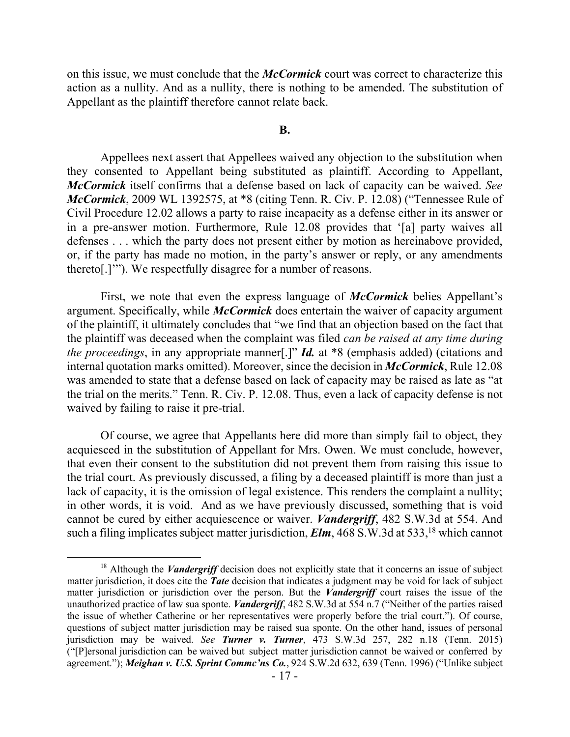on this issue, we must conclude that the ***McCormick*** court was correct to characterize this action as a nullity. And as a nullity, there is nothing to be amended. The substitution of Appellant as the plaintiff therefore cannot relate back.

**B.**

Appellees next assert that Appellees waived any objection to the substitution when they consented to Appellant being substituted as plaintiff. According to Appellant, ***McCormick*** itself confirms that a defense based on lack of capacity can be waived. *See* ***McCormick***, 2009 WL 1392575, at *8 (citing Tenn. R. Civ. P. 12.08) ("Tennessee Rule of Civil Procedure 12.02 allows a party to raise incapacity as a defense either in its answer or in a pre-answer motion. Furthermore, Rule 12.08 provides that '[a] party waives all defenses . . . which the party does not present either by motion as hereinabove provided, or, if the party has made no motion, in the party's answer or reply, or any amendments thereto[.]'"). We respectfully disagree for a number of reasons.

First, we note that even the express language of ***McCormick*** belies Appellant's argument. Specifically, while ***McCormick*** does entertain the waiver of capacity argument of the plaintiff, it ultimately concludes that "we find that an objection based on the fact that the plaintiff was deceased when the complaint was filed *can be raised at any time during the proceedings*, in any appropriate manner[.]" ***Id.*** at *8 (emphasis added) (citations and internal quotation marks omitted). Moreover, since the decision in ***McCormick***, Rule 12.08 was amended to state that a defense based on lack of capacity may be raised as late as "at the trial on the merits." Tenn. R. Civ. P. 12.08. Thus, even a lack of capacity defense is not waived by failing to raise it pre-trial.

Of course, we agree that Appellants here did more than simply fail to object, they acquiesced in the substitution of Appellant for Mrs. Owen. We must conclude, however, that even their consent to the substitution did not prevent them from raising this issue to the trial court. As previously discussed, a filing by a deceased plaintiff is more than just a lack of capacity, it is the omission of legal existence. This renders the complaint a nullity; in other words, it is void. And as we have previously discussed, something that is void cannot be cured by either acquiescence or waiver. ***Vandergriff***, 482 S.W.3d at 554. And such a filing implicates subject matter jurisdiction, ***Elm***, 468 S.W.3d at 533,[18] which cannot

---

[18] Although the ***Vandergriff*** decision does not explicitly state that it concerns an issue of subject matter jurisdiction, it does cite the ***Tate*** decision that indicates a judgment may be void for lack of subject matter jurisdiction or jurisdiction over the person. But the ***Vandergriff*** court raises the issue of the unauthorized practice of law sua sponte. ***Vandergriff***, 482 S.W.3d at 554 n.7 ("Neither of the parties raised the issue of whether Catherine or her representatives were properly before the trial court."). Of course, questions of subject matter jurisdiction may be raised sua sponte. On the other hand, issues of personal jurisdiction may be waived. *See* ***Turner v. Turner***, 473 S.W.3d 257, 282 n.18 (Tenn. 2015) ("[P]ersonal jurisdiction can be waived but subject matter jurisdiction cannot be waived or conferred by agreement."); ***Meighan v. U.S. Sprint Commc'ns Co.***, 924 S.W.2d 632, 639 (Tenn. 1996) ("Unlike subject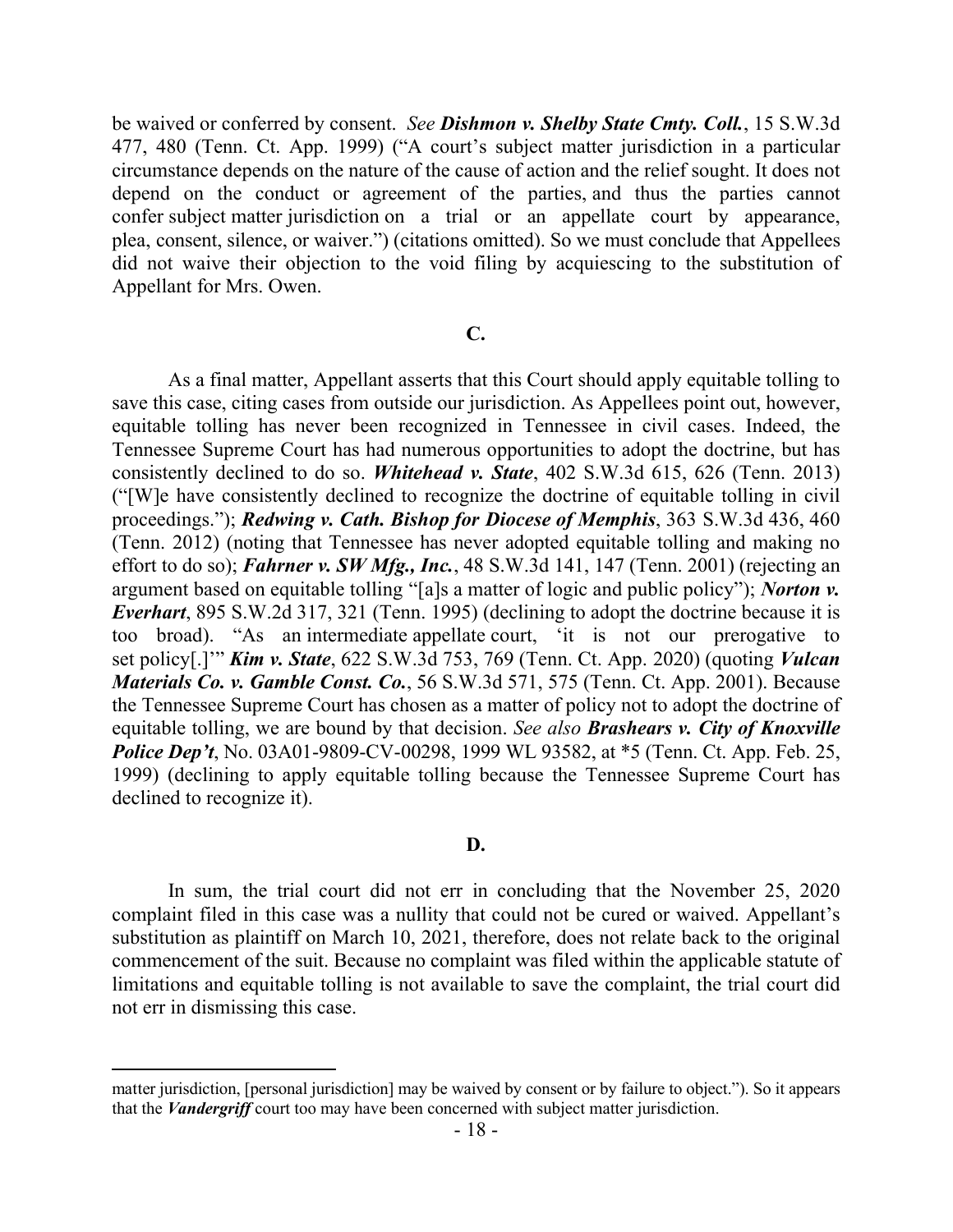be waived or conferred by consent. *See* ***Dishmon v. Shelby State Cmty. Coll.***, 15 S.W.3d 477, 480 (Tenn. Ct. App. 1999) ("A court's subject matter jurisdiction in a particular circumstance depends on the nature of the cause of action and the relief sought. It does not depend on the conduct or agreement of the parties, and thus the parties cannot confer subject matter jurisdiction on a trial or an appellate court by appearance, plea, consent, silence, or waiver.") (citations omitted). So we must conclude that Appellees did not waive their objection to the void filing by acquiescing to the substitution of Appellant for Mrs. Owen.

**C.**

As a final matter, Appellant asserts that this Court should apply equitable tolling to save this case, citing cases from outside our jurisdiction. As Appellees point out, however, equitable tolling has never been recognized in Tennessee in civil cases. Indeed, the Tennessee Supreme Court has had numerous opportunities to adopt the doctrine, but has consistently declined to do so. ***Whitehead v. State***, 402 S.W.3d 615, 626 (Tenn. 2013) ("[W]e have consistently declined to recognize the doctrine of equitable tolling in civil proceedings."); ***Redwing v. Cath. Bishop for Diocese of Memphis***, 363 S.W.3d 436, 460 (Tenn. 2012) (noting that Tennessee has never adopted equitable tolling and making no effort to do so); ***Fahrner v. SW Mfg., Inc.***, 48 S.W.3d 141, 147 (Tenn. 2001) (rejecting an argument based on equitable tolling "[a]s a matter of logic and public policy"); ***Norton v. Everhart***, 895 S.W.2d 317, 321 (Tenn. 1995) (declining to adopt the doctrine because it is too broad). "As an intermediate appellate court, 'it is not our prerogative to set policy[.]'" ***Kim v. State***, 622 S.W.3d 753, 769 (Tenn. Ct. App. 2020) (quoting ***Vulcan Materials Co. v. Gamble Const. Co.***, 56 S.W.3d 571, 575 (Tenn. Ct. App. 2001). Because the Tennessee Supreme Court has chosen as a matter of policy not to adopt the doctrine of equitable tolling, we are bound by that decision. *See also* ***Brashears v. City of Knoxville Police Dep't***, No. 03A01-9809-CV-00298, 1999 WL 93582, at *5 (Tenn. Ct. App. Feb. 25, 1999) (declining to apply equitable tolling because the Tennessee Supreme Court has declined to recognize it).

**D.**

In sum, the trial court did not err in concluding that the November 25, 2020 complaint filed in this case was a nullity that could not be cured or waived. Appellant's substitution as plaintiff on March 10, 2021, therefore, does not relate back to the original commencement of the suit. Because no complaint was filed within the applicable statute of limitations and equitable tolling is not available to save the complaint, the trial court did not err in dismissing this case.

---

matter jurisdiction, [personal jurisdiction] may be waived by consent or by failure to object."). So it appears that the ***Vandergriff*** court too may have been concerned with subject matter jurisdiction.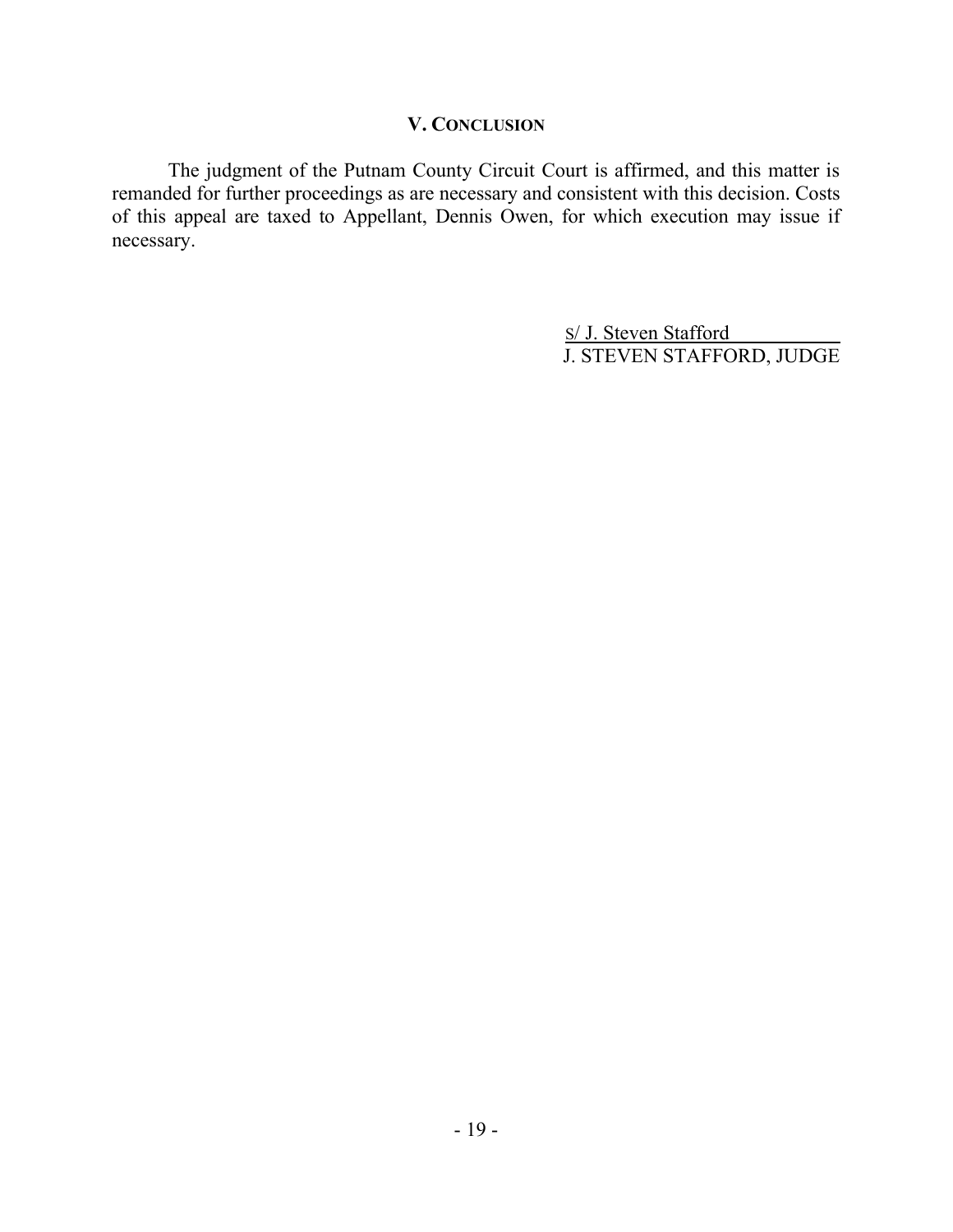## V. CONCLUSION

The judgment of the Putnam County Circuit Court is affirmed, and this matter is remanded for further proceedings as are necessary and consistent with this decision. Costs of this appeal are taxed to Appellant, Dennis Owen, for which execution may issue if necessary.

S/ J. Steven Stafford
J. STEVEN STAFFORD, JUDGE